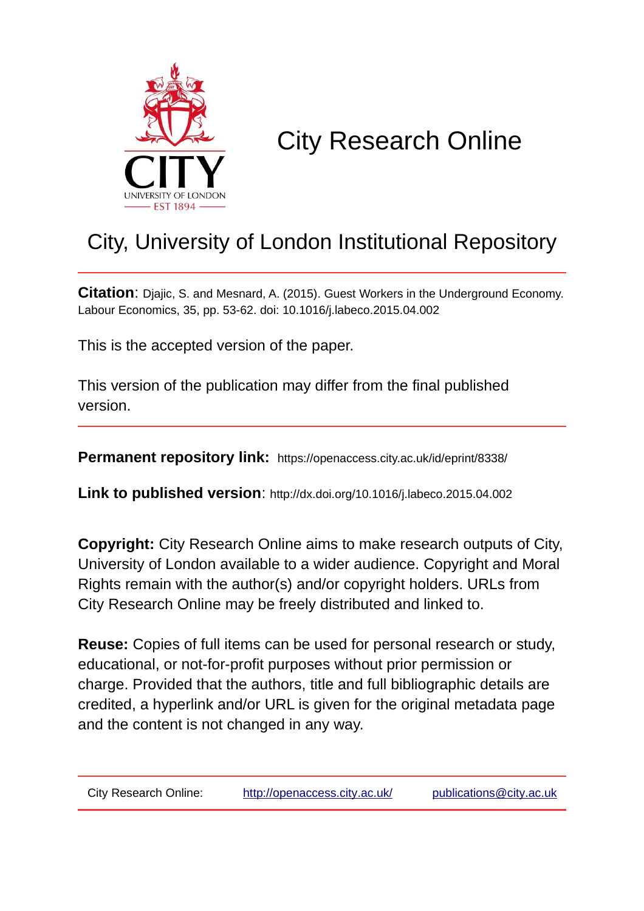# City Research Online

## City, University of London Institutional Repository

**Citation**: Djajic, S. and Mesnard, A. (2015). Guest Workers in the Underground Economy. Labour Economics, 35, pp. 53-62. doi: 10.1016/j.labeco.2015.04.002

This is the accepted version of the paper.

This version of the publication may differ from the final published version.

**Permanent repository link:** https://openaccess.city.ac.uk/id/eprint/8338/

**Link to published version**: http://dx.doi.org/10.1016/j.labeco.2015.04.002

**Copyright:** City Research Online aims to make research outputs of City, University of London available to a wider audience. Copyright and Moral Rights remain with the author(s) and/or copyright holders. URLs from City Research Online may be freely distributed and linked to.

**Reuse:** Copies of full items can be used for personal research or study, educational, or not-for-profit purposes without prior permission or charge. Provided that the authors, title and full bibliographic details are credited, a hyperlink and/or URL is given for the original metadata page and the content is not changed in any way.

City Research Online: http://openaccess.city.ac.uk/ publications@city.ac.uk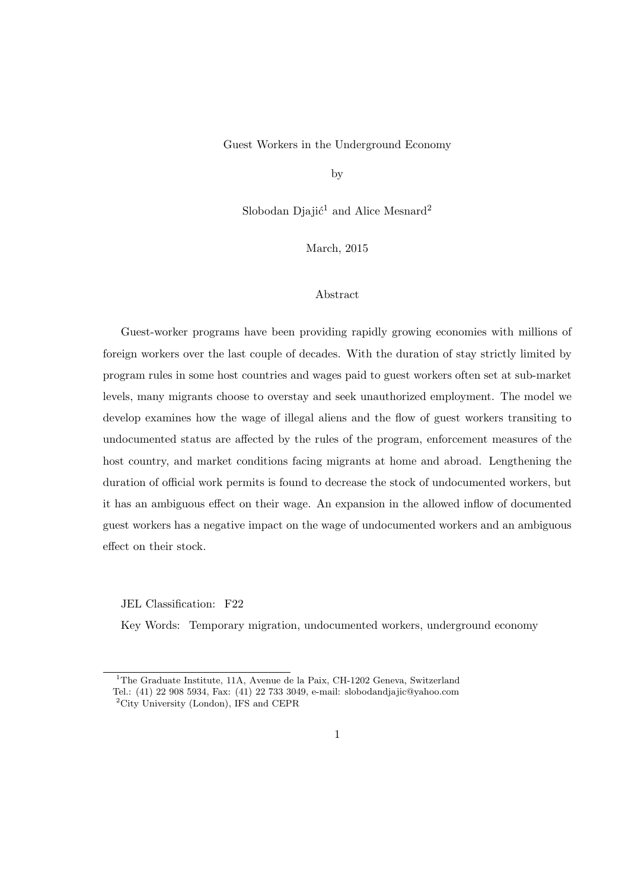Guest Workers in the Underground Economy

by

Slobodan Djajić[1] and Alice Mesnard[2]

March, 2015

Abstract

Guest-worker programs have been providing rapidly growing economies with millions of foreign workers over the last couple of decades. With the duration of stay strictly limited by program rules in some host countries and wages paid to guest workers often set at sub-market levels, many migrants choose to overstay and seek unauthorized employment. The model we develop examines how the wage of illegal aliens and the flow of guest workers transiting to undocumented status are affected by the rules of the program, enforcement measures of the host country, and market conditions facing migrants at home and abroad. Lengthening the duration of official work permits is found to decrease the stock of undocumented workers, but it has an ambiguous effect on their wage. An expansion in the allowed inflow of documented guest workers has a negative impact on the wage of undocumented workers and an ambiguous effect on their stock.

JEL Classification: F22

Key Words: Temporary migration, undocumented workers, underground economy

[1] The Graduate Institute, 11A, Avenue de la Paix, CH-1202 Geneva, Switzerland
Tel.: (41) 22 908 5934, Fax: (41) 22 733 3049, e-mail: slobodandjajic@yahoo.com

[2] City University (London), IFS and CEPR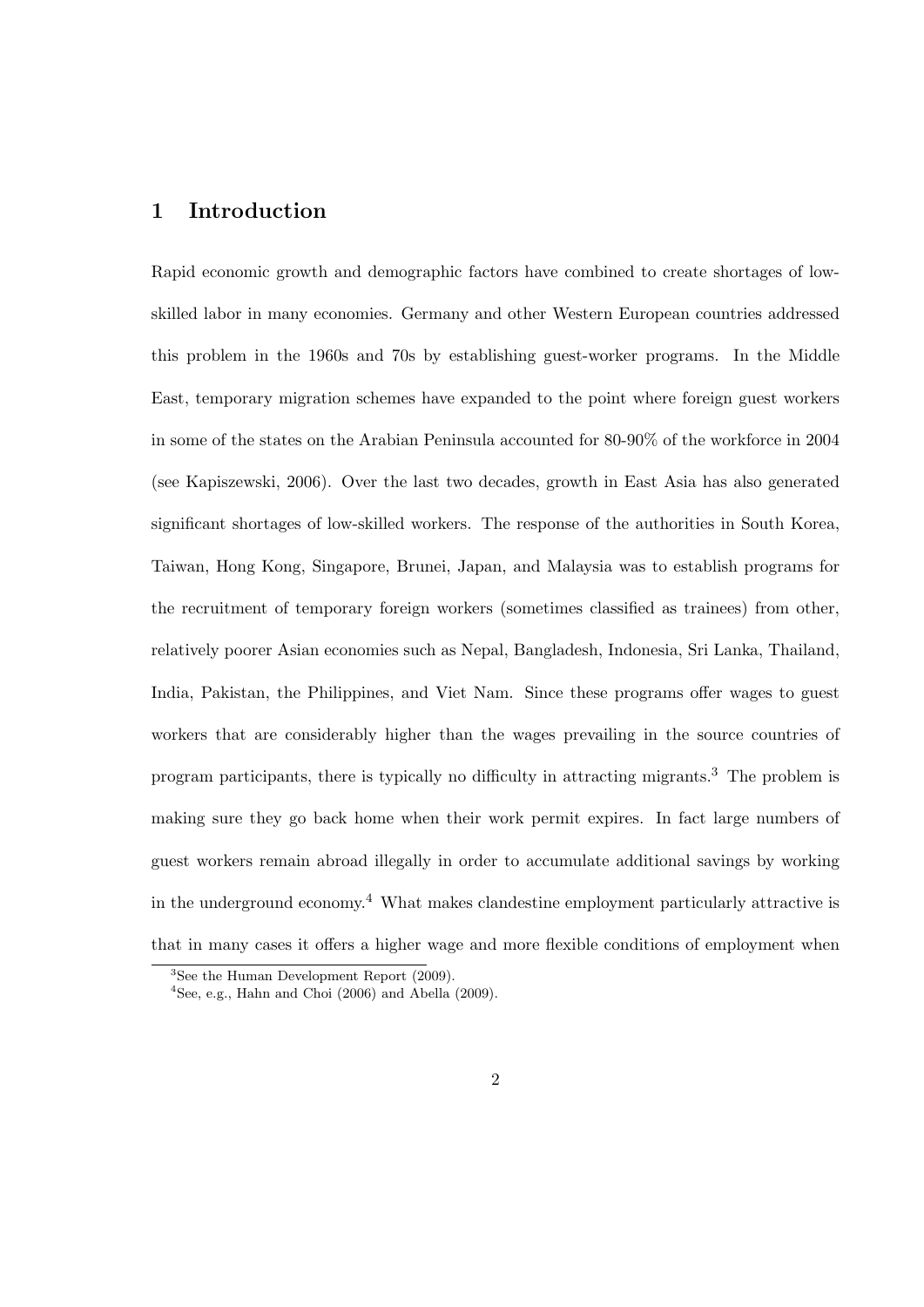# 1 Introduction

Rapid economic growth and demographic factors have combined to create shortages of low-skilled labor in many economies. Germany and other Western European countries addressed this problem in the 1960s and 70s by establishing guest-worker programs. In the Middle East, temporary migration schemes have expanded to the point where foreign guest workers in some of the states on the Arabian Peninsula accounted for 80-90% of the workforce in 2004 (see Kapiszewski, 2006). Over the last two decades, growth in East Asia has also generated significant shortages of low-skilled workers. The response of the authorities in South Korea, Taiwan, Hong Kong, Singapore, Brunei, Japan, and Malaysia was to establish programs for the recruitment of temporary foreign workers (sometimes classified as trainees) from other, relatively poorer Asian economies such as Nepal, Bangladesh, Indonesia, Sri Lanka, Thailand, India, Pakistan, the Philippines, and Viet Nam. Since these programs offer wages to guest workers that are considerably higher than the wages prevailing in the source countries of program participants, there is typically no difficulty in attracting migrants.[3] The problem is making sure they go back home when their work permit expires. In fact large numbers of guest workers remain abroad illegally in order to accumulate additional savings by working in the underground economy.[4] What makes clandestine employment particularly attractive is that in many cases it offers a higher wage and more flexible conditions of employment when

[3] See the Human Development Report (2009).

[4] See, e.g., Hahn and Choi (2006) and Abella (2009).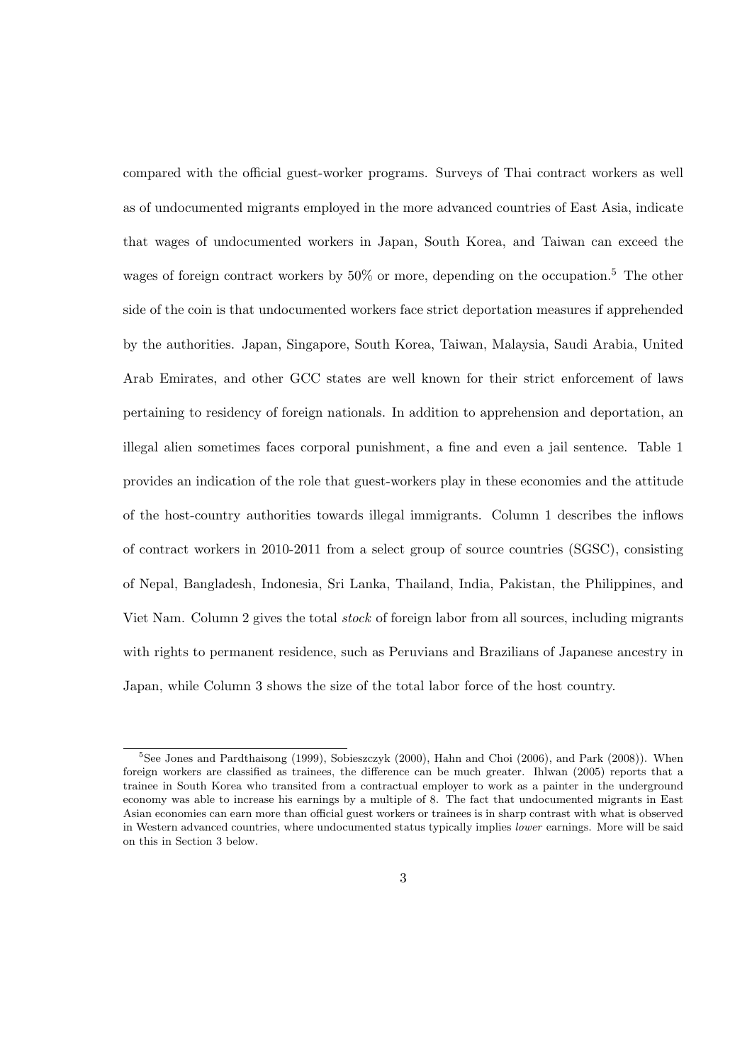compared with the official guest-worker programs. Surveys of Thai contract workers as well as of undocumented migrants employed in the more advanced countries of East Asia, indicate that wages of undocumented workers in Japan, South Korea, and Taiwan can exceed the wages of foreign contract workers by 50% or more, depending on the occupation.[5] The other side of the coin is that undocumented workers face strict deportation measures if apprehended by the authorities. Japan, Singapore, South Korea, Taiwan, Malaysia, Saudi Arabia, United Arab Emirates, and other GCC states are well known for their strict enforcement of laws pertaining to residency of foreign nationals. In addition to apprehension and deportation, an illegal alien sometimes faces corporal punishment, a fine and even a jail sentence. Table 1 provides an indication of the role that guest-workers play in these economies and the attitude of the host-country authorities towards illegal immigrants. Column 1 describes the inflows of contract workers in 2010-2011 from a select group of source countries (SGSC), consisting of Nepal, Bangladesh, Indonesia, Sri Lanka, Thailand, India, Pakistan, the Philippines, and Viet Nam. Column 2 gives the total *stock* of foreign labor from all sources, including migrants with rights to permanent residence, such as Peruvians and Brazilians of Japanese ancestry in Japan, while Column 3 shows the size of the total labor force of the host country.

[5]See Jones and Pardthaisong (1999), Sobieszczyk (2000), Hahn and Choi (2006), and Park (2008)). When foreign workers are classified as trainees, the difference can be much greater. Ihlwan (2005) reports that a trainee in South Korea who transited from a contractual employer to work as a painter in the underground economy was able to increase his earnings by a multiple of 8. The fact that undocumented migrants in East Asian economies can earn more than official guest workers or trainees is in sharp contrast with what is observed in Western advanced countries, where undocumented status typically implies *lower* earnings. More will be said on this in Section 3 below.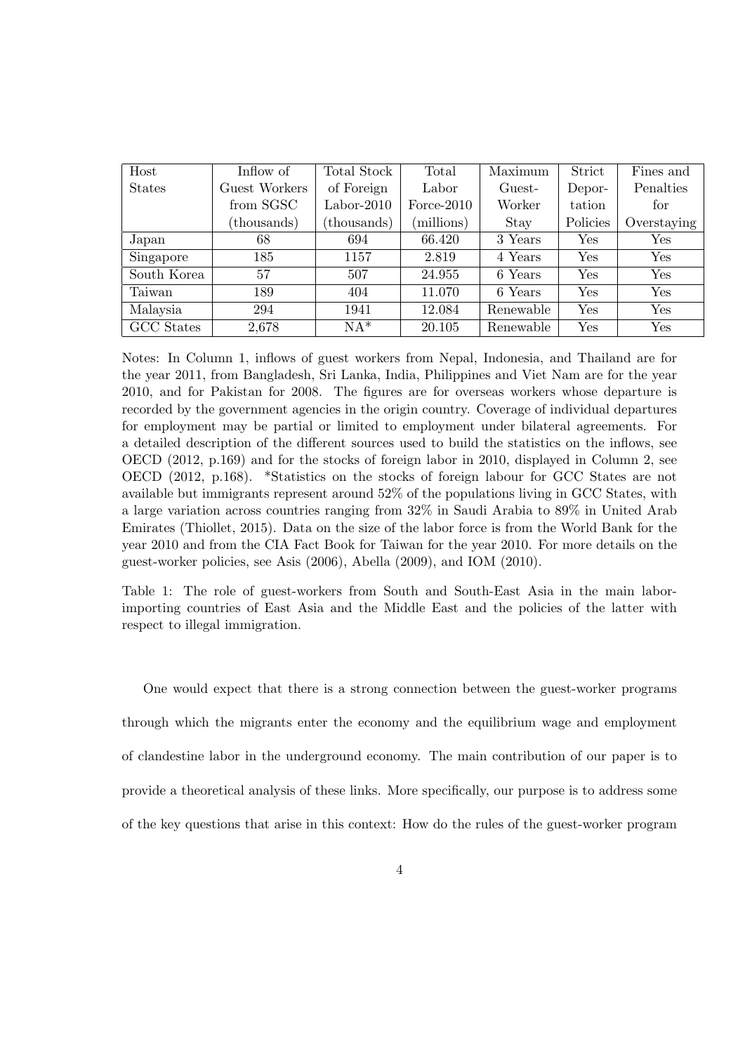| Host States | Inflow of Guest Workers from SGSC (thousands) | Total Stock of Foreign Labor-2010 (thousands) | Total Labor Force-2010 (millions) | Maximum Guest-Worker Stay | Strict Depor-tation Policies | Fines and Penalties for Overstaying |
|---|---|---|---|---|---|---|
| Japan | 68 | 694 | 66.420 | 3 Years | Yes | Yes |
| Singapore | 185 | 1157 | 2.819 | 4 Years | Yes | Yes |
| South Korea | 57 | 507 | 24.955 | 6 Years | Yes | Yes |
| Taiwan | 189 | 404 | 11.070 | 6 Years | Yes | Yes |
| Malaysia | 294 | 1941 | 12.084 | Renewable | Yes | Yes |
| GCC States | 2,678 | NA* | 20.105 | Renewable | Yes | Yes |

Notes: In Column 1, inflows of guest workers from Nepal, Indonesia, and Thailand are for the year 2011, from Bangladesh, Sri Lanka, India, Philippines and Viet Nam are for the year 2010, and for Pakistan for 2008. The figures are for overseas workers whose departure is recorded by the government agencies in the origin country. Coverage of individual departures for employment may be partial or limited to employment under bilateral agreements. For a detailed description of the different sources used to build the statistics on the inflows, see OECD (2012, p.169) and for the stocks of foreign labor in 2010, displayed in Column 2, see OECD (2012, p.168). *Statistics on the stocks of foreign labour for GCC States are not available but immigrants represent around 52% of the populations living in GCC States, with a large variation across countries ranging from 32% in Saudi Arabia to 89% in United Arab Emirates (Thiollet, 2015). Data on the size of the labor force is from the World Bank for the year 2010 and from the CIA Fact Book for Taiwan for the year 2010. For more details on the guest-worker policies, see Asis (2006), Abella (2009), and IOM (2010).

Table 1: The role of guest-workers from South and South-East Asia in the main labor-importing countries of East Asia and the Middle East and the policies of the latter with respect to illegal immigration.

One would expect that there is a strong connection between the guest-worker programs through which the migrants enter the economy and the equilibrium wage and employment of clandestine labor in the underground economy. The main contribution of our paper is to provide a theoretical analysis of these links. More specifically, our purpose is to address some of the key questions that arise in this context: How do the rules of the guest-worker program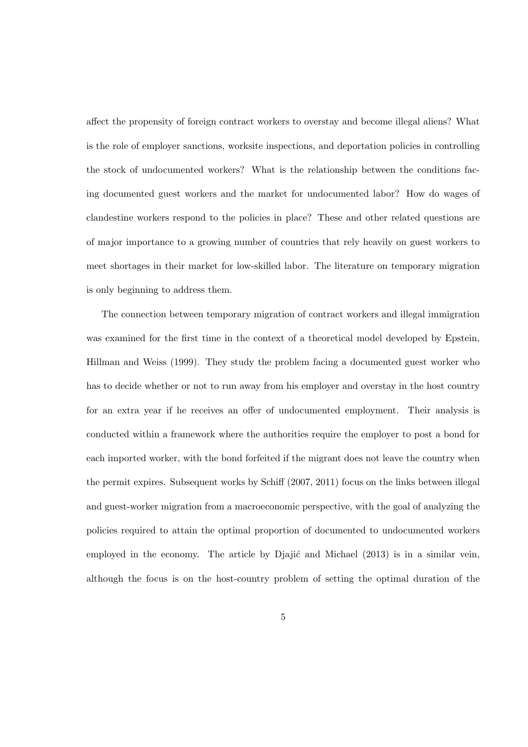affect the propensity of foreign contract workers to overstay and become illegal aliens? What is the role of employer sanctions, worksite inspections, and deportation policies in controlling the stock of undocumented workers? What is the relationship between the conditions facing documented guest workers and the market for undocumented labor? How do wages of clandestine workers respond to the policies in place? These and other related questions are of major importance to a growing number of countries that rely heavily on guest workers to meet shortages in their market for low-skilled labor. The literature on temporary migration is only beginning to address them.

The connection between temporary migration of contract workers and illegal immigration was examined for the first time in the context of a theoretical model developed by Epstein, Hillman and Weiss (1999). They study the problem facing a documented guest worker who has to decide whether or not to run away from his employer and overstay in the host country for an extra year if he receives an offer of undocumented employment. Their analysis is conducted within a framework where the authorities require the employer to post a bond for each imported worker, with the bond forfeited if the migrant does not leave the country when the permit expires. Subsequent works by Schiff (2007, 2011) focus on the links between illegal and guest-worker migration from a macroeconomic perspective, with the goal of analyzing the policies required to attain the optimal proportion of documented to undocumented workers employed in the economy. The article by Djajić and Michael (2013) is in a similar vein, although the focus is on the host-country problem of setting the optimal duration of the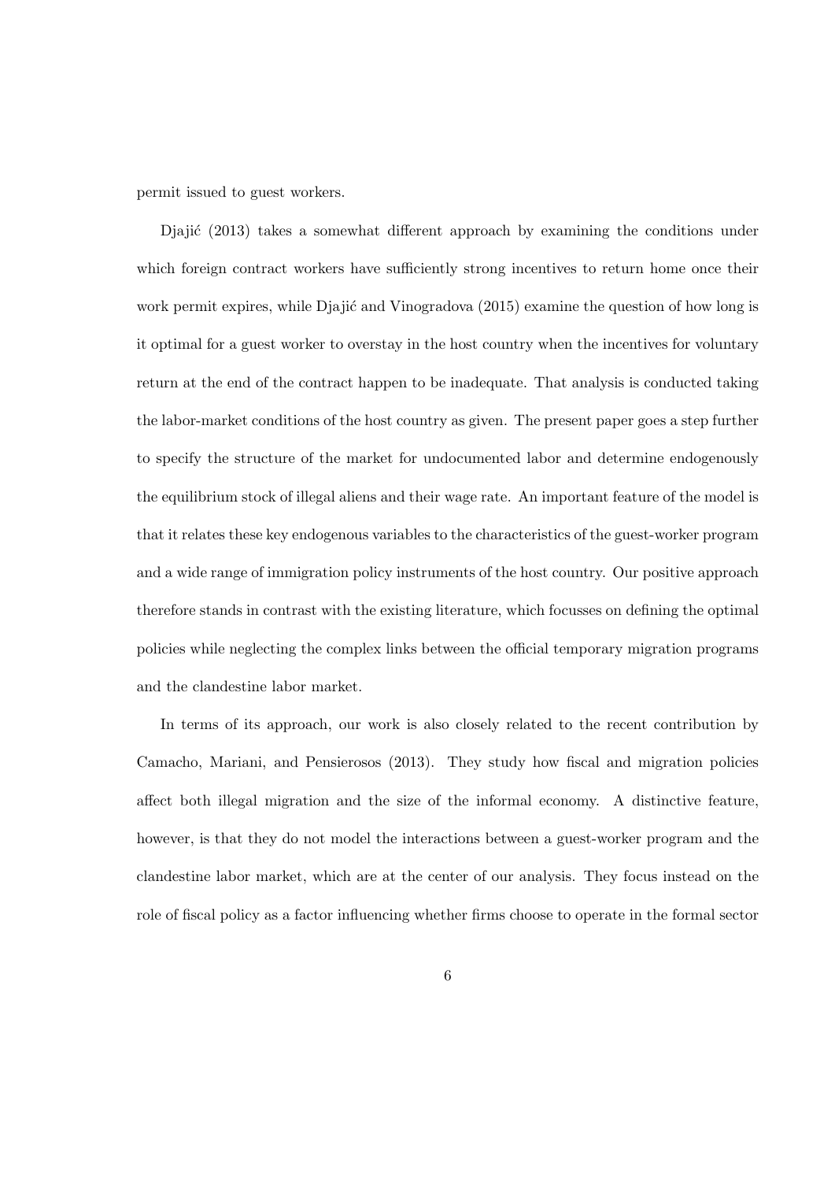permit issued to guest workers.

Djajić (2013) takes a somewhat different approach by examining the conditions under which foreign contract workers have sufficiently strong incentives to return home once their work permit expires, while Djajić and Vinogradova (2015) examine the question of how long is it optimal for a guest worker to overstay in the host country when the incentives for voluntary return at the end of the contract happen to be inadequate. That analysis is conducted taking the labor-market conditions of the host country as given. The present paper goes a step further to specify the structure of the market for undocumented labor and determine endogenously the equilibrium stock of illegal aliens and their wage rate. An important feature of the model is that it relates these key endogenous variables to the characteristics of the guest-worker program and a wide range of immigration policy instruments of the host country. Our positive approach therefore stands in contrast with the existing literature, which focusses on defining the optimal policies while neglecting the complex links between the official temporary migration programs and the clandestine labor market.

In terms of its approach, our work is also closely related to the recent contribution by Camacho, Mariani, and Pensierosos (2013). They study how fiscal and migration policies affect both illegal migration and the size of the informal economy. A distinctive feature, however, is that they do not model the interactions between a guest-worker program and the clandestine labor market, which are at the center of our analysis. They focus instead on the role of fiscal policy as a factor influencing whether firms choose to operate in the formal sector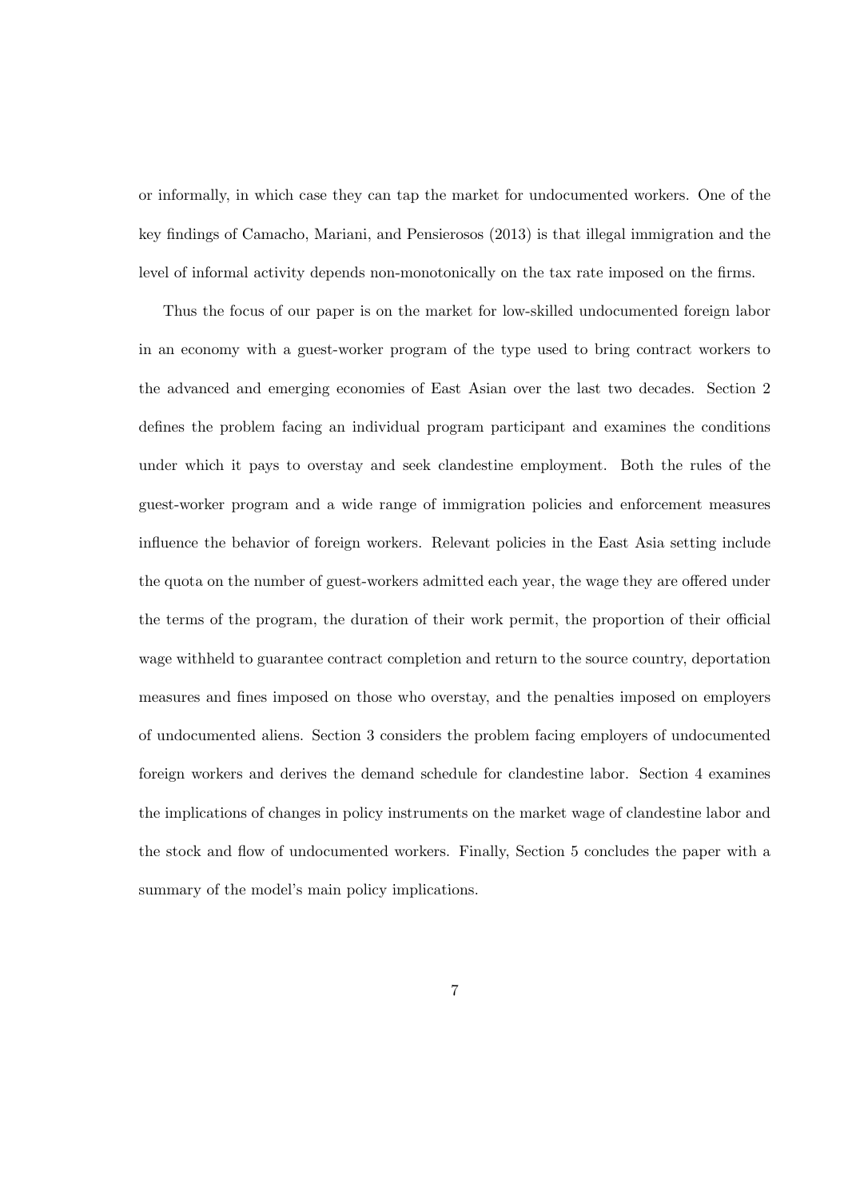or informally, in which case they can tap the market for undocumented workers. One of the key findings of Camacho, Mariani, and Pensierosos (2013) is that illegal immigration and the level of informal activity depends non-monotonically on the tax rate imposed on the firms.

Thus the focus of our paper is on the market for low-skilled undocumented foreign labor in an economy with a guest-worker program of the type used to bring contract workers to the advanced and emerging economies of East Asian over the last two decades. Section 2 defines the problem facing an individual program participant and examines the conditions under which it pays to overstay and seek clandestine employment. Both the rules of the guest-worker program and a wide range of immigration policies and enforcement measures influence the behavior of foreign workers. Relevant policies in the East Asia setting include the quota on the number of guest-workers admitted each year, the wage they are offered under the terms of the program, the duration of their work permit, the proportion of their official wage withheld to guarantee contract completion and return to the source country, deportation measures and fines imposed on those who overstay, and the penalties imposed on employers of undocumented aliens. Section 3 considers the problem facing employers of undocumented foreign workers and derives the demand schedule for clandestine labor. Section 4 examines the implications of changes in policy instruments on the market wage of clandestine labor and the stock and flow of undocumented workers. Finally, Section 5 concludes the paper with a summary of the model's main policy implications.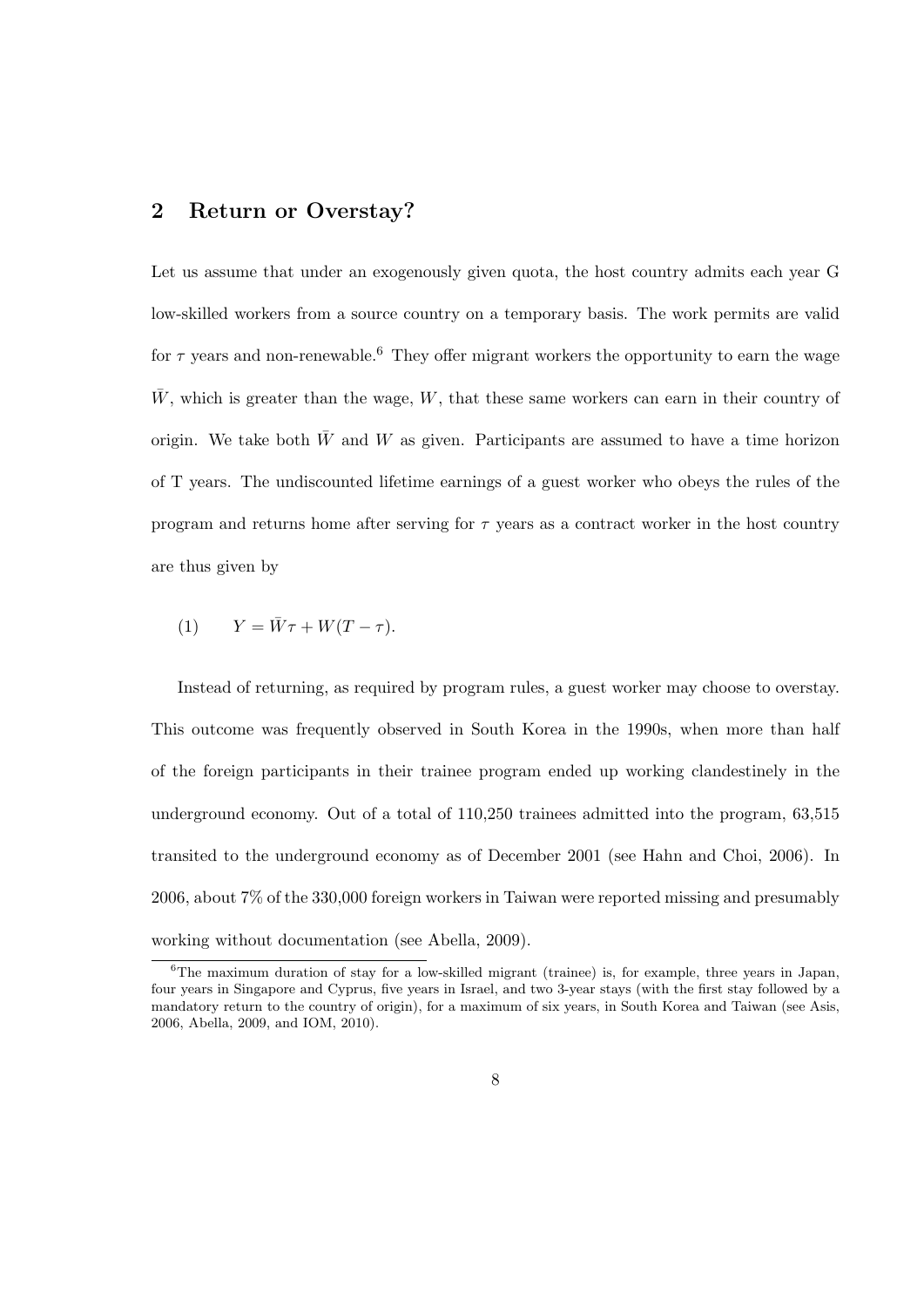## 2 Return or Overstay?

Let us assume that under an exogenously given quota, the host country admits each year G low-skilled workers from a source country on a temporary basis. The work permits are valid for $\tau$ years and non-renewable.[6] They offer migrant workers the opportunity to earn the wage $\bar{W}$, which is greater than the wage, $W$, that these same workers can earn in their country of origin. We take both $\bar{W}$ and $W$ as given. Participants are assumed to have a time horizon of T years. The undiscounted lifetime earnings of a guest worker who obeys the rules of the program and returns home after serving for $\tau$ years as a contract worker in the host country are thus given by

$$(1) \qquad Y = \bar{W}\tau + W(T - \tau).$$

Instead of returning, as required by program rules, a guest worker may choose to overstay. This outcome was frequently observed in South Korea in the 1990s, when more than half of the foreign participants in their trainee program ended up working clandestinely in the underground economy. Out of a total of 110,250 trainees admitted into the program, 63,515 transited to the underground economy as of December 2001 (see Hahn and Choi, 2006). In 2006, about 7% of the 330,000 foreign workers in Taiwan were reported missing and presumably working without documentation (see Abella, 2009).

[6]The maximum duration of stay for a low-skilled migrant (trainee) is, for example, three years in Japan, four years in Singapore and Cyprus, five years in Israel, and two 3-year stays (with the first stay followed by a mandatory return to the country of origin), for a maximum of six years, in South Korea and Taiwan (see Asis, 2006, Abella, 2009, and IOM, 2010).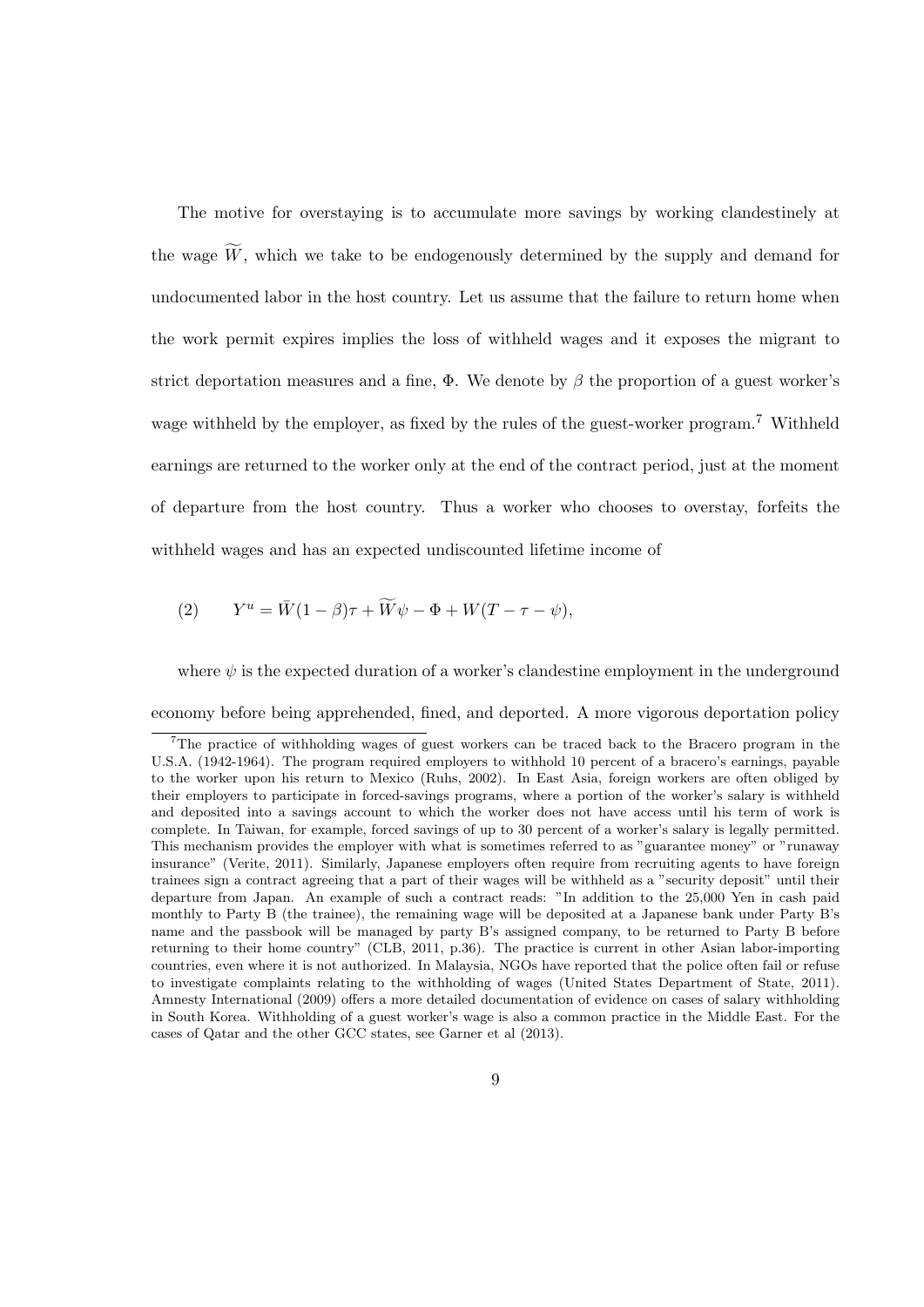The motive for overstaying is to accumulate more savings by working clandestinely at the wage $\widetilde{W}$, which we take to be endogenously determined by the supply and demand for undocumented labor in the host country. Let us assume that the failure to return home when the work permit expires implies the loss of withheld wages and it exposes the migrant to strict deportation measures and a fine, $\Phi$. We denote by $\beta$ the proportion of a guest worker's wage withheld by the employer, as fixed by the rules of the guest-worker program.[7] Withheld earnings are returned to the worker only at the end of the contract period, just at the moment of departure from the host country. Thus a worker who chooses to overstay, forfeits the withheld wages and has an expected undiscounted lifetime income of

$$(2) \qquad Y^u = \bar{W}(1-\beta)\tau + \widetilde{W}\psi - \Phi + W(T - \tau - \psi),$$

where $\psi$ is the expected duration of a worker's clandestine employment in the underground economy before being apprehended, fined, and deported. A more vigorous deportation policy

[7] The practice of withholding wages of guest workers can be traced back to the Bracero program in the U.S.A. (1942-1964). The program required employers to withhold 10 percent of a bracero's earnings, payable to the worker upon his return to Mexico (Ruhs, 2002). In East Asia, foreign workers are often obliged by their employers to participate in forced-savings programs, where a portion of the worker's salary is withheld and deposited into a savings account to which the worker does not have access until his term of work is complete. In Taiwan, for example, forced savings of up to 30 percent of a worker's salary is legally permitted. This mechanism provides the employer with what is sometimes referred to as "guarantee money" or "runaway insurance" (Verite, 2011). Similarly, Japanese employers often require from recruiting agents to have foreign trainees sign a contract agreeing that a part of their wages will be withheld as a "security deposit" until their departure from Japan. An example of such a contract reads: "In addition to the 25,000 Yen in cash paid monthly to Party B (the trainee), the remaining wage will be deposited at a Japanese bank under Party B's name and the passbook will be managed by party B's assigned company, to be returned to Party B before returning to their home country" (CLB, 2011, p.36). The practice is current in other Asian labor-importing countries, even where it is not authorized. In Malaysia, NGOs have reported that the police often fail or refuse to investigate complaints relating to the withholding of wages (United States Department of State, 2011). Amnesty International (2009) offers a more detailed documentation of evidence on cases of salary withholding in South Korea. Withholding of a guest worker's wage is also a common practice in the Middle East. For the cases of Qatar and the other GCC states, see Garner et al (2013).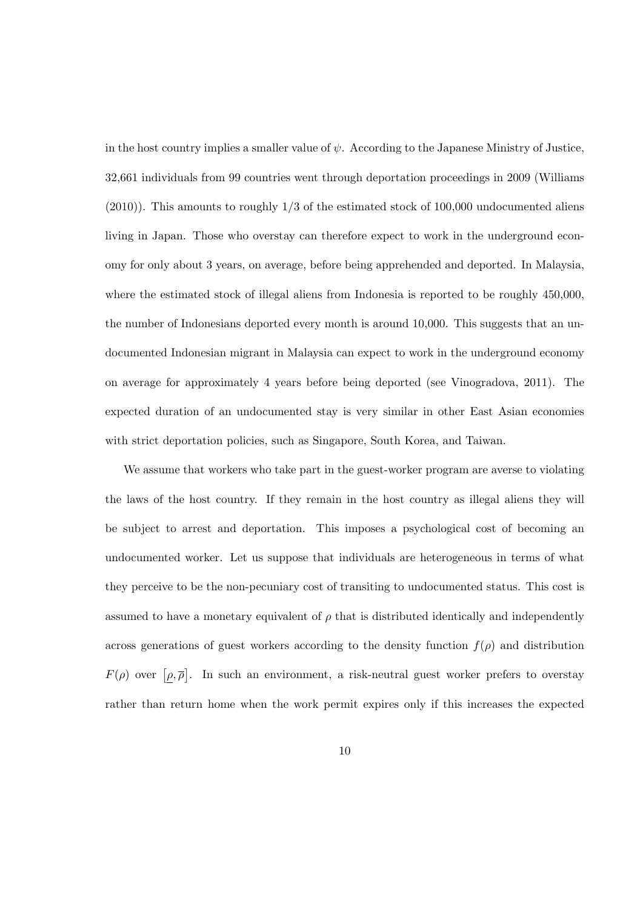in the host country implies a smaller value of $\psi$. According to the Japanese Ministry of Justice, 32,661 individuals from 99 countries went through deportation proceedings in 2009 (Williams (2010)). This amounts to roughly 1/3 of the estimated stock of 100,000 undocumented aliens living in Japan. Those who overstay can therefore expect to work in the underground economy for only about 3 years, on average, before being apprehended and deported. In Malaysia, where the estimated stock of illegal aliens from Indonesia is reported to be roughly 450,000, the number of Indonesians deported every month is around 10,000. This suggests that an undocumented Indonesian migrant in Malaysia can expect to work in the underground economy on average for approximately 4 years before being deported (see Vinogradova, 2011). The expected duration of an undocumented stay is very similar in other East Asian economies with strict deportation policies, such as Singapore, South Korea, and Taiwan.

We assume that workers who take part in the guest-worker program are averse to violating the laws of the host country. If they remain in the host country as illegal aliens they will be subject to arrest and deportation. This imposes a psychological cost of becoming an undocumented worker. Let us suppose that individuals are heterogeneous in terms of what they perceive to be the non-pecuniary cost of transiting to undocumented status. This cost is assumed to have a monetary equivalent of $\rho$ that is distributed identically and independently across generations of guest workers according to the density function $f(\rho)$ and distribution $F(\rho)$ over $[\underline{\rho}, \overline{\rho}]$. In such an environment, a risk-neutral guest worker prefers to overstay rather than return home when the work permit expires only if this increases the expected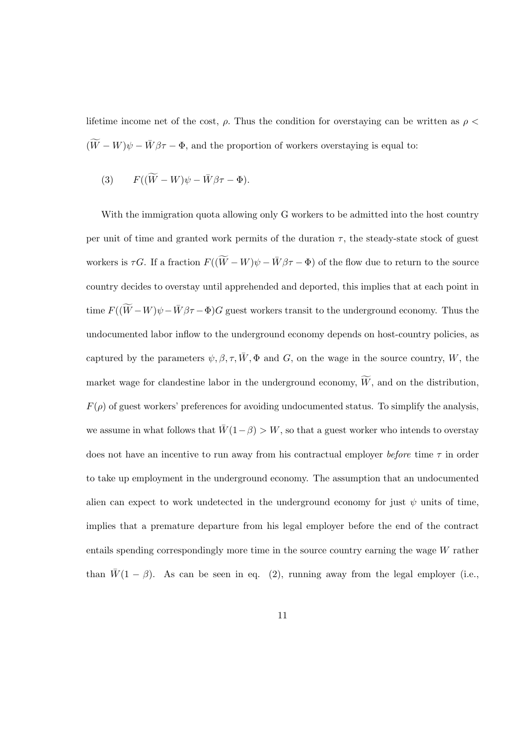lifetime income net of the cost, $\rho$. Thus the condition for overstaying can be written as $\rho < (\widetilde{W} - W)\psi - \bar{W}\beta\tau - \Phi$, and the proportion of workers overstaying is equal to:

$$(3) \qquad F((\widetilde{W} - W)\psi - \bar{W}\beta\tau - \Phi).$$

With the immigration quota allowing only G workers to be admitted into the host country per unit of time and granted work permits of the duration $\tau$, the steady-state stock of guest workers is $\tau G$. If a fraction $F((\widetilde{W} - W)\psi - \bar{W}\beta\tau - \Phi)$ of the flow due to return to the source country decides to overstay until apprehended and deported, this implies that at each point in time $F((\widetilde{W} - W)\psi - \bar{W}\beta\tau - \Phi)G$ guest workers transit to the underground economy. Thus the undocumented labor inflow to the underground economy depends on host-country policies, as captured by the parameters $\psi, \beta, \tau, \bar{W}, \Phi$ and $G$, on the wage in the source country, $W$, the market wage for clandestine labor in the underground economy, $\widetilde{W}$, and on the distribution, $F(\rho)$ of guest workers' preferences for avoiding undocumented status. To simplify the analysis, we assume in what follows that $\bar{W}(1-\beta) > W$, so that a guest worker who intends to overstay does not have an incentive to run away from his contractual employer *before* time $\tau$ in order to take up employment in the underground economy. The assumption that an undocumented alien can expect to work undetected in the underground economy for just $\psi$ units of time, implies that a premature departure from his legal employer before the end of the contract entails spending correspondingly more time in the source country earning the wage $W$ rather than $\bar{W}(1-\beta)$. As can be seen in eq. (2), running away from the legal employer (i.e.,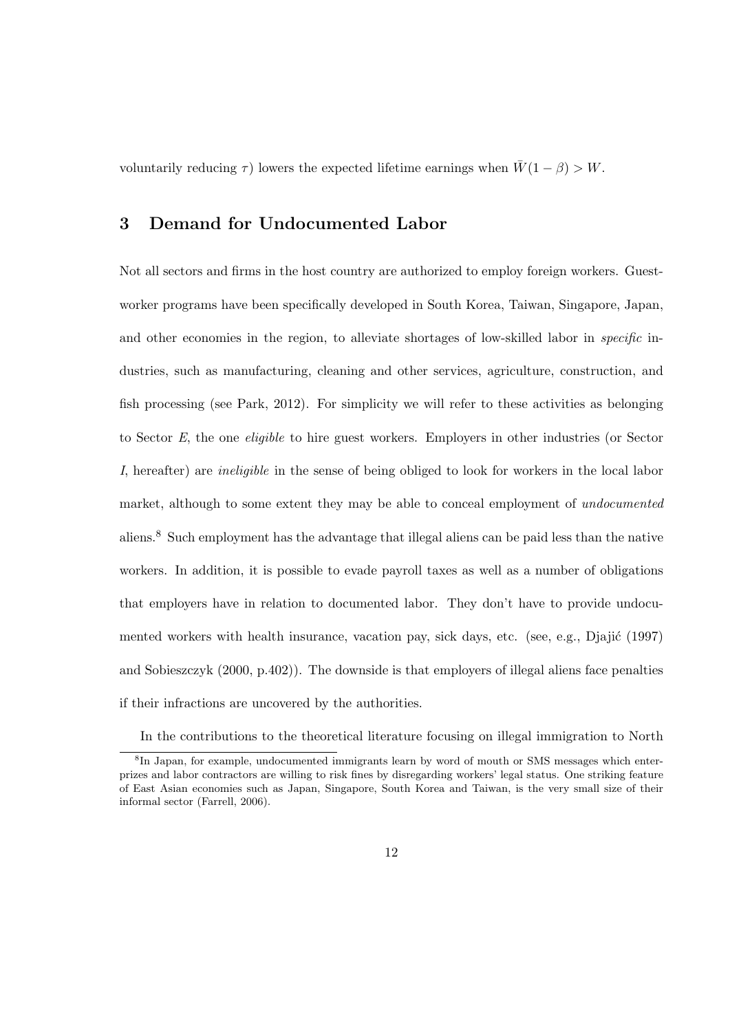voluntarily reducing $\tau$) lowers the expected lifetime earnings when $\bar{W}(1-\beta) > W$.

## 3 Demand for Undocumented Labor

Not all sectors and firms in the host country are authorized to employ foreign workers. Guest-worker programs have been specifically developed in South Korea, Taiwan, Singapore, Japan, and other economies in the region, to alleviate shortages of low-skilled labor in *specific* industries, such as manufacturing, cleaning and other services, agriculture, construction, and fish processing (see Park, 2012). For simplicity we will refer to these activities as belonging to Sector *E*, the one *eligible* to hire guest workers. Employers in other industries (or Sector *I*, hereafter) are *ineligible* in the sense of being obliged to look for workers in the local labor market, although to some extent they may be able to conceal employment of *undocumented* aliens.[8] Such employment has the advantage that illegal aliens can be paid less than the native workers. In addition, it is possible to evade payroll taxes as well as a number of obligations that employers have in relation to documented labor. They don't have to provide undocumented workers with health insurance, vacation pay, sick days, etc. (see, e.g., Djajić (1997) and Sobieszczyk (2000, p.402)). The downside is that employers of illegal aliens face penalties if their infractions are uncovered by the authorities.

In the contributions to the theoretical literature focusing on illegal immigration to North

[8] In Japan, for example, undocumented immigrants learn by word of mouth or SMS messages which enterprizes and labor contractors are willing to risk fines by disregarding workers' legal status. One striking feature of East Asian economies such as Japan, Singapore, South Korea and Taiwan, is the very small size of their informal sector (Farrell, 2006).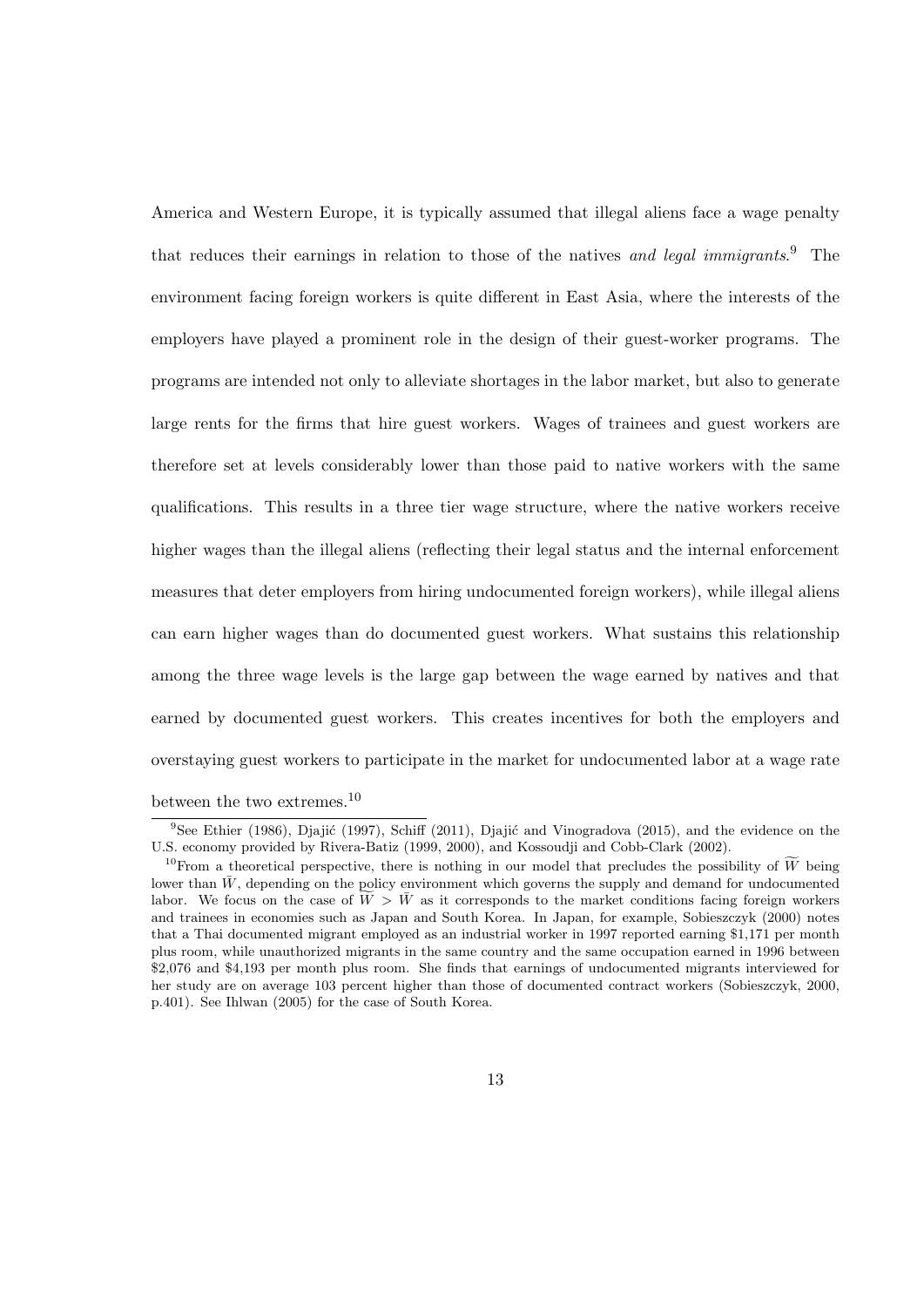America and Western Europe, it is typically assumed that illegal aliens face a wage penalty that reduces their earnings in relation to those of the natives *and legal immigrants*.[9] The environment facing foreign workers is quite different in East Asia, where the interests of the employers have played a prominent role in the design of their guest-worker programs. The programs are intended not only to alleviate shortages in the labor market, but also to generate large rents for the firms that hire guest workers. Wages of trainees and guest workers are therefore set at levels considerably lower than those paid to native workers with the same qualifications. This results in a three tier wage structure, where the native workers receive higher wages than the illegal aliens (reflecting their legal status and the internal enforcement measures that deter employers from hiring undocumented foreign workers), while illegal aliens can earn higher wages than do documented guest workers. What sustains this relationship among the three wage levels is the large gap between the wage earned by natives and that earned by documented guest workers. This creates incentives for both the employers and overstaying guest workers to participate in the market for undocumented labor at a wage rate between the two extremes.[10]

[9] See Ethier (1986), Djajić (1997), Schiff (2011), Djajić and Vinogradova (2015), and the evidence on the U.S. economy provided by Rivera-Batiz (1999, 2000), and Kossoudji and Cobb-Clark (2002).

[10] From a theoretical perspective, there is nothing in our model that precludes the possibility of $\widetilde{W}$ being lower than $\bar{W}$, depending on the policy environment which governs the supply and demand for undocumented labor. We focus on the case of $\widetilde{W} > \bar{W}$ as it corresponds to the market conditions facing foreign workers and trainees in economies such as Japan and South Korea. In Japan, for example, Sobieszczyk (2000) notes that a Thai documented migrant employed as an industrial worker in 1997 reported earning \$1,171 per month plus room, while unauthorized migrants in the same country and the same occupation earned in 1996 between \$2,076 and \$4,193 per month plus room. She finds that earnings of undocumented migrants interviewed for her study are on average 103 percent higher than those of documented contract workers (Sobieszczyk, 2000, p.401). See Ihlwan (2005) for the case of South Korea.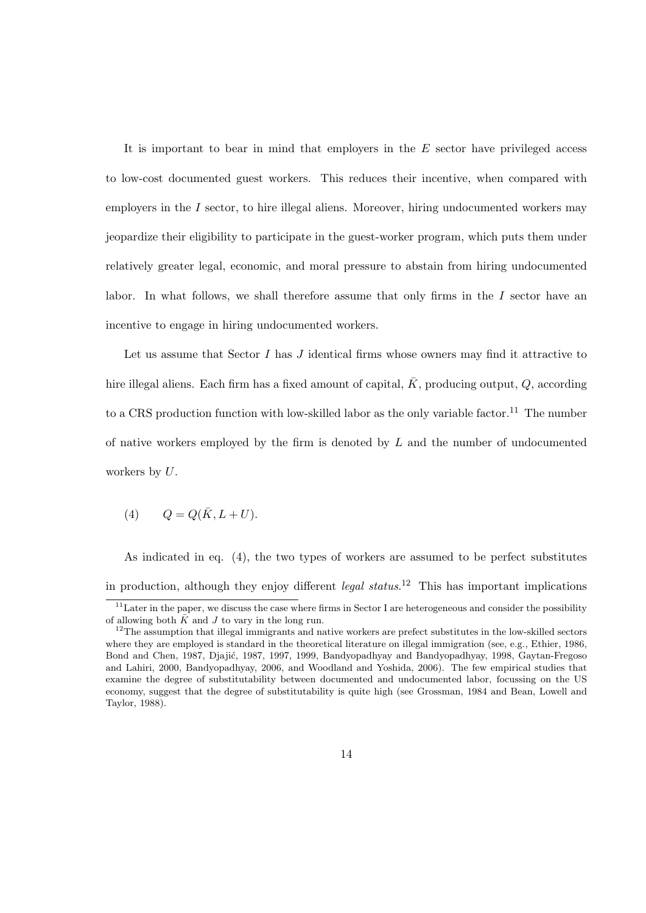It is important to bear in mind that employers in the $E$ sector have privileged access to low-cost documented guest workers. This reduces their incentive, when compared with employers in the $I$ sector, to hire illegal aliens. Moreover, hiring undocumented workers may jeopardize their eligibility to participate in the guest-worker program, which puts them under relatively greater legal, economic, and moral pressure to abstain from hiring undocumented labor. In what follows, we shall therefore assume that only firms in the $I$ sector have an incentive to engage in hiring undocumented workers.

Let us assume that Sector $I$ has $J$ identical firms whose owners may find it attractive to hire illegal aliens. Each firm has a fixed amount of capital, $\bar{K}$, producing output, $Q$, according to a CRS production function with low-skilled labor as the only variable factor.[11] The number of native workers employed by the firm is denoted by $L$ and the number of undocumented workers by $U$.

$$(4) \qquad Q = Q(\bar{K}, L + U).$$

As indicated in eq. (4), the two types of workers are assumed to be perfect substitutes in production, although they enjoy different *legal status*.[12] This has important implications

[11]Later in the paper, we discuss the case where firms in Sector I are heterogeneous and consider the possibility of allowing both $\bar{K}$ and $J$ to vary in the long run.

[12]The assumption that illegal immigrants and native workers are prefect substitutes in the low-skilled sectors where they are employed is standard in the theoretical literature on illegal immigration (see, e.g., Ethier, 1986, Bond and Chen, 1987, Djajić, 1987, 1997, 1999, Bandyopadhyay and Bandyopadhyay, 1998, Gaytan-Fregoso and Lahiri, 2000, Bandyopadhyay, 2006, and Woodland and Yoshida, 2006). The few empirical studies that examine the degree of substitutability between documented and undocumented labor, focussing on the US economy, suggest that the degree of substitutability is quite high (see Grossman, 1984 and Bean, Lowell and Taylor, 1988).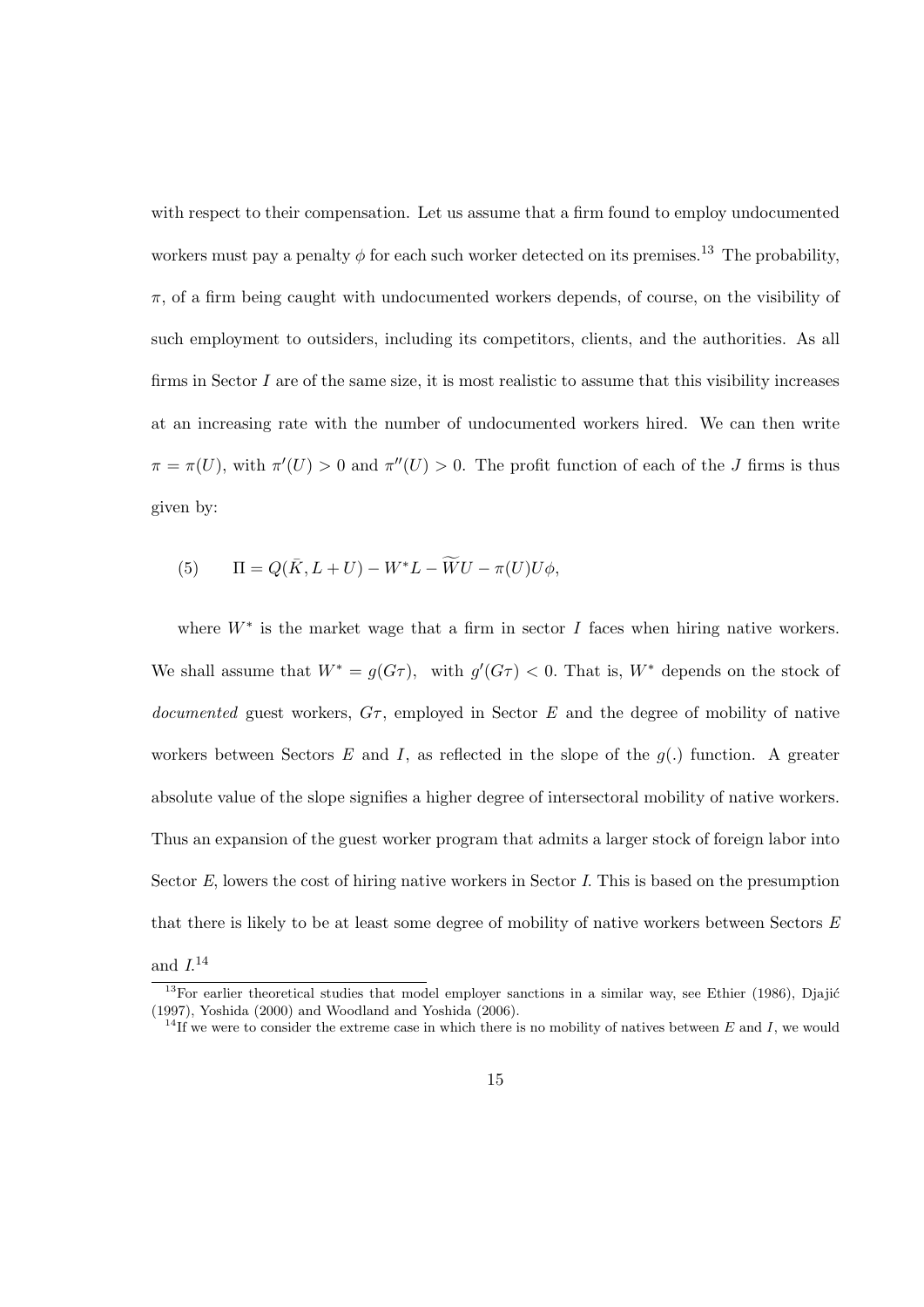with respect to their compensation. Let us assume that a firm found to employ undocumented workers must pay a penalty $\phi$ for each such worker detected on its premises.[13] The probability, $\pi$, of a firm being caught with undocumented workers depends, of course, on the visibility of such employment to outsiders, including its competitors, clients, and the authorities. As all firms in Sector $I$ are of the same size, it is most realistic to assume that this visibility increases at an increasing rate with the number of undocumented workers hired. We can then write $\pi = \pi(U)$, with $\pi'(U) > 0$ and $\pi''(U) > 0$. The profit function of each of the $J$ firms is thus given by:

$$(5) \qquad \Pi = Q(\bar{K}, L + U) - W^* L - \widetilde{W} U - \pi(U) U \phi,$$

where $W^*$ is the market wage that a firm in sector $I$ faces when hiring native workers. We shall assume that $W^* = g(G\tau)$, with $g'(G\tau) < 0$. That is, $W^*$ depends on the stock of *documented* guest workers, $G\tau$, employed in Sector $E$ and the degree of mobility of native workers between Sectors $E$ and $I$, as reflected in the slope of the $g(.)$ function. A greater absolute value of the slope signifies a higher degree of intersectoral mobility of native workers. Thus an expansion of the guest worker program that admits a larger stock of foreign labor into Sector $E$, lowers the cost of hiring native workers in Sector $I$. This is based on the presumption that there is likely to be at least some degree of mobility of native workers between Sectors $E$ and $I$.[14]

[13] For earlier theoretical studies that model employer sanctions in a similar way, see Ethier (1986), Djajić (1997), Yoshida (2000) and Woodland and Yoshida (2006).

[14] If we were to consider the extreme case in which there is no mobility of natives between $E$ and $I$, we would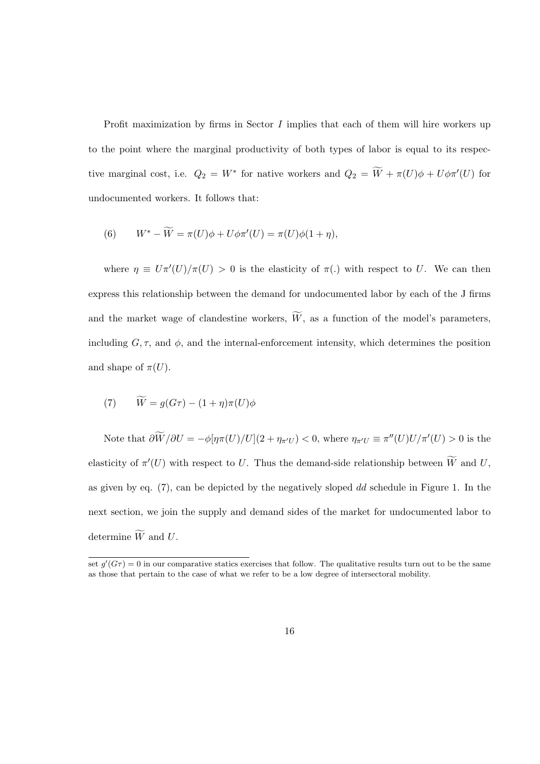Profit maximization by firms in Sector $I$ implies that each of them will hire workers up to the point where the marginal productivity of both types of labor is equal to its respective marginal cost, i.e. $Q_2 = W^*$ for native workers and $Q_2 = \widetilde{W} + \pi(U)\phi + U\phi\pi'(U)$ for undocumented workers. It follows that:

$$(6) \qquad W^* - \widetilde{W} = \pi(U)\phi + U\phi\pi'(U) = \pi(U)\phi(1+\eta),$$

where $\eta \equiv U\pi'(U)/\pi(U) > 0$ is the elasticity of $\pi(.)$ with respect to $U$. We can then express this relationship between the demand for undocumented labor by each of the J firms and the market wage of clandestine workers, $\widetilde{W}$, as a function of the model's parameters, including $G, \tau$, and $\phi$, and the internal-enforcement intensity, which determines the position and shape of $\pi(U)$.

$$(7) \qquad \widetilde{W} = g(G\tau) - (1+\eta)\pi(U)\phi$$

Note that $\partial\widetilde{W}/\partial U = -\phi[\eta\pi(U)/U](2 + \eta_{\pi' U}) < 0$, where $\eta_{\pi' U} \equiv \pi''(U)U/\pi'(U) > 0$ is the elasticity of $\pi'(U)$ with respect to $U$. Thus the demand-side relationship between $\widetilde{W}$ and $U$, as given by eq. (7), can be depicted by the negatively sloped *dd* schedule in Figure 1. In the next section, we join the supply and demand sides of the market for undocumented labor to determine $\widetilde{W}$ and $U$.

---

set $g'(G\tau) = 0$ in our comparative statics exercises that follow. The qualitative results turn out to be the same as those that pertain to the case of what we refer to be a low degree of intersectoral mobility.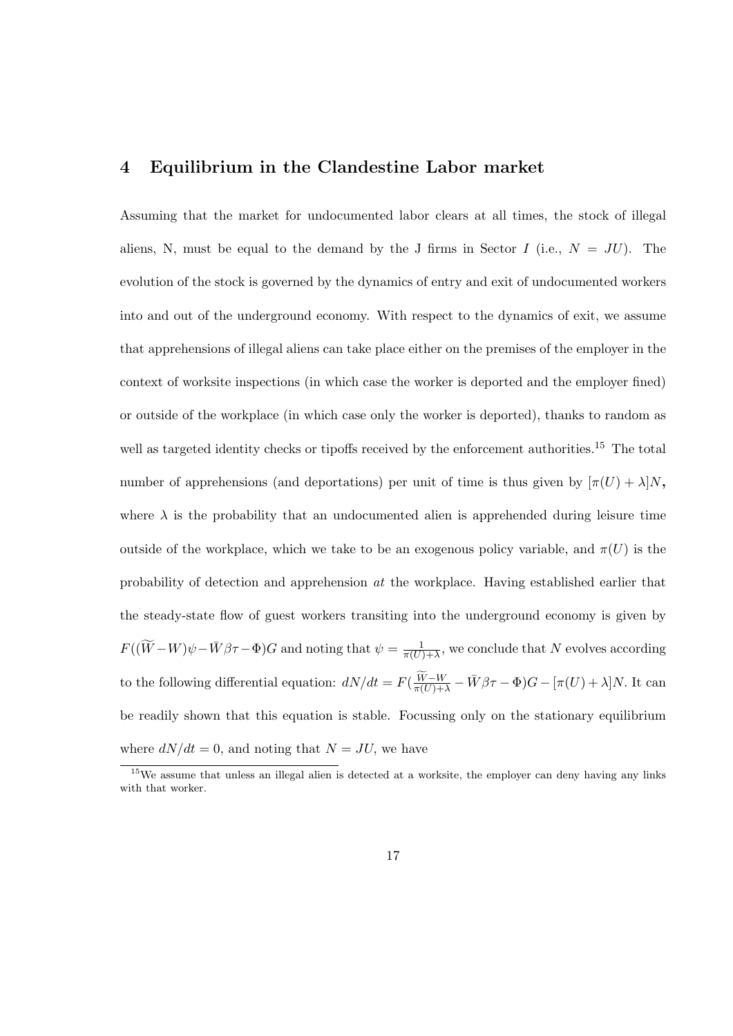## 4 Equilibrium in the Clandestine Labor market

Assuming that the market for undocumented labor clears at all times, the stock of illegal aliens, N, must be equal to the demand by the J firms in Sector $I$ (i.e., $N = JU$). The evolution of the stock is governed by the dynamics of entry and exit of undocumented workers into and out of the underground economy. With respect to the dynamics of exit, we assume that apprehensions of illegal aliens can take place either on the premises of the employer in the context of worksite inspections (in which case the worker is deported and the employer fined) or outside of the workplace (in which case only the worker is deported), thanks to random as well as targeted identity checks or tipoffs received by the enforcement authorities.[15] The total number of apprehensions (and deportations) per unit of time is thus given by $[\pi(U) + \lambda]N$, where $\lambda$ is the probability that an undocumented alien is apprehended during leisure time outside of the workplace, which we take to be an exogenous policy variable, and $\pi(U)$ is the probability of detection and apprehension *at* the workplace. Having established earlier that the steady-state flow of guest workers transiting into the underground economy is given by $F((\widetilde{W} - W)\psi - \bar{W}\beta\tau - \Phi)G$ and noting that $\psi = \frac{1}{\pi(U)+\lambda}$, we conclude that $N$ evolves according to the following differential equation: $dN/dt = F(\frac{\widetilde{W}-W}{\pi(U)+\lambda} - \bar{W}\beta\tau - \Phi)G - [\pi(U) + \lambda]N$. It can be readily shown that this equation is stable. Focussing only on the stationary equilibrium where $dN/dt = 0$, and noting that $N = JU$, we have

[15] We assume that unless an illegal alien is detected at a worksite, the employer can deny having any links with that worker.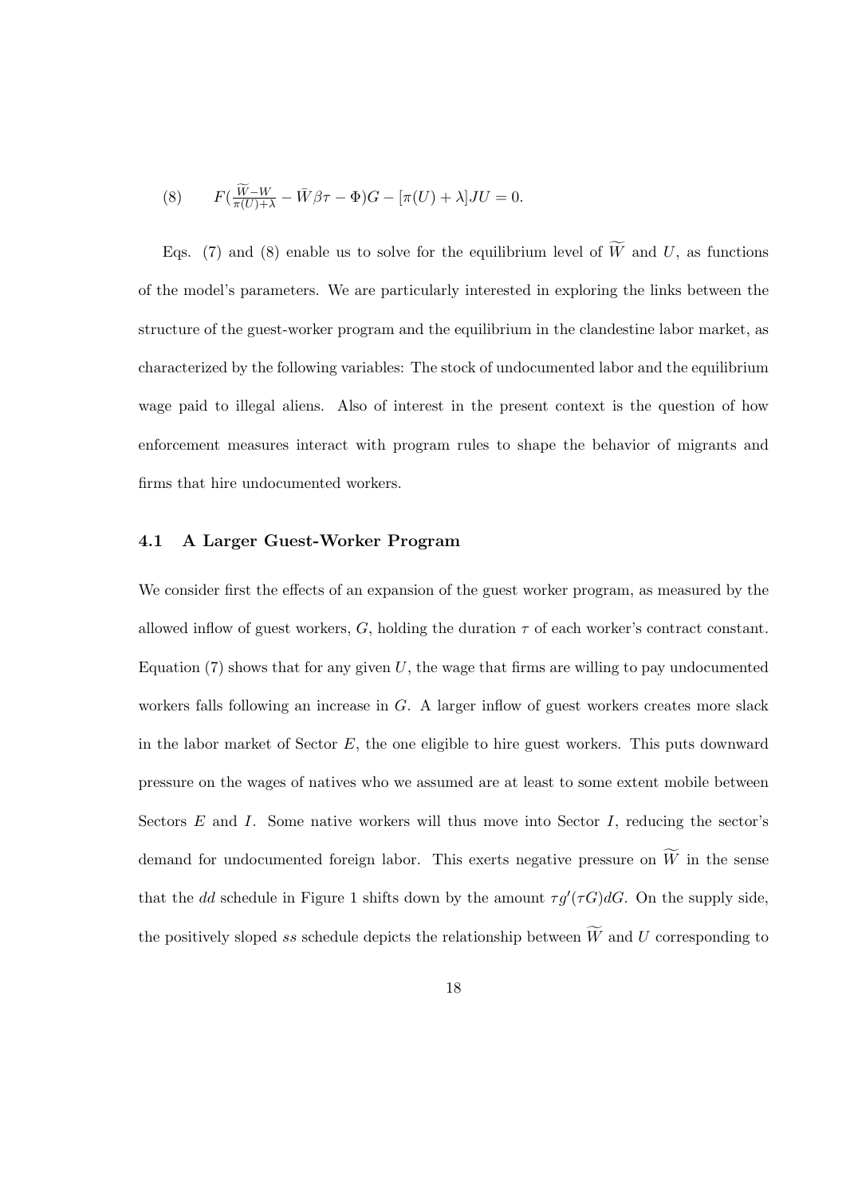$$(8) \qquad F\left(\frac{\widetilde{W}-W}{\pi(U)+\lambda} - \bar{W}\beta\tau - \Phi\right)G - [\pi(U)+\lambda]JU = 0.$$

Eqs. (7) and (8) enable us to solve for the equilibrium level of $\widetilde{W}$ and $U$, as functions of the model's parameters. We are particularly interested in exploring the links between the structure of the guest-worker program and the equilibrium in the clandestine labor market, as characterized by the following variables: The stock of undocumented labor and the equilibrium wage paid to illegal aliens. Also of interest in the present context is the question of how enforcement measures interact with program rules to shape the behavior of migrants and firms that hire undocumented workers.

### 4.1 A Larger Guest-Worker Program

We consider first the effects of an expansion of the guest worker program, as measured by the allowed inflow of guest workers, $G$, holding the duration $\tau$ of each worker's contract constant. Equation (7) shows that for any given $U$, the wage that firms are willing to pay undocumented workers falls following an increase in $G$. A larger inflow of guest workers creates more slack in the labor market of Sector $E$, the one eligible to hire guest workers. This puts downward pressure on the wages of natives who we assumed are at least to some extent mobile between Sectors $E$ and $I$. Some native workers will thus move into Sector $I$, reducing the sector's demand for undocumented foreign labor. This exerts negative pressure on $\widetilde{W}$ in the sense that the $dd$ schedule in Figure 1 shifts down by the amount $\tau g'(\tau G)dG$. On the supply side, the positively sloped $ss$ schedule depicts the relationship between $\widetilde{W}$ and $U$ corresponding to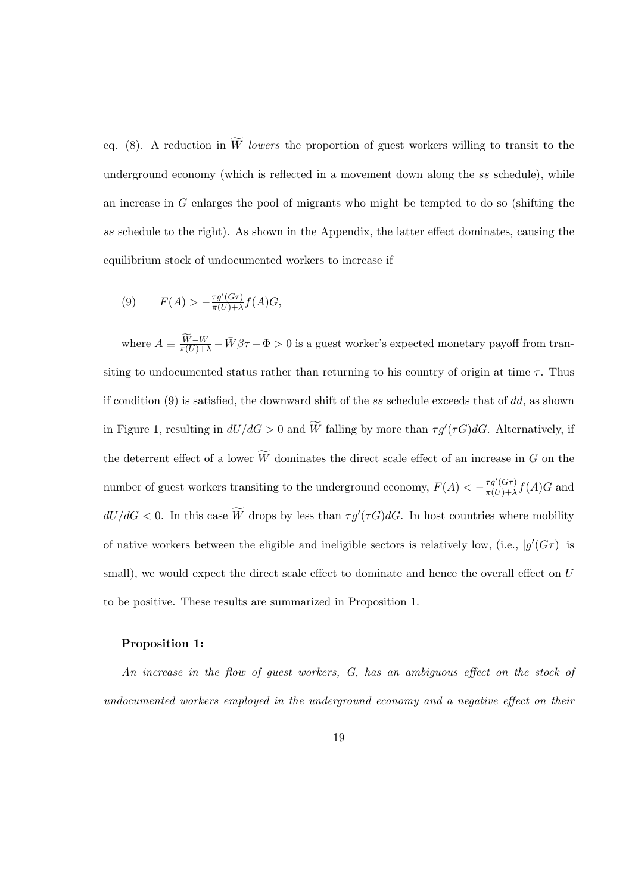eq. (8). A reduction in $\widetilde{W}$ *lowers* the proportion of guest workers willing to transit to the underground economy (which is reflected in a movement down along the *ss* schedule), while an increase in $G$ enlarges the pool of migrants who might be tempted to do so (shifting the *ss* schedule to the right). As shown in the Appendix, the latter effect dominates, causing the equilibrium stock of undocumented workers to increase if

$$(9) \qquad F(A) > -\tfrac{\tau g'(G\tau)}{\pi(U)+\lambda} f(A)G,$$

where $A \equiv \frac{\widetilde{W}-W}{\pi(U)+\lambda} - \bar{W}\beta\tau - \Phi > 0$ is a guest worker's expected monetary payoff from transiting to undocumented status rather than returning to his country of origin at time $\tau$. Thus if condition (9) is satisfied, the downward shift of the *ss* schedule exceeds that of *dd*, as shown in Figure 1, resulting in $dU/dG > 0$ and $\widetilde{W}$ falling by more than $\tau g'(\tau G)dG$. Alternatively, if the deterrent effect of a lower $\widetilde{W}$ dominates the direct scale effect of an increase in $G$ on the number of guest workers transiting to the underground economy, $F(A) < -\frac{\tau g'(G\tau)}{\pi(U)+\lambda} f(A)G$ and $dU/dG < 0$. In this case $\widetilde{W}$ drops by less than $\tau g'(\tau G)dG$. In host countries where mobility of native workers between the eligible and ineligible sectors is relatively low, (i.e., $|g'(G\tau)|$ is small), we would expect the direct scale effect to dominate and hence the overall effect on $U$ to be positive. These results are summarized in Proposition 1.

**Proposition 1:**

*An increase in the flow of guest workers, $G$, has an ambiguous effect on the stock of undocumented workers employed in the underground economy and a negative effect on their*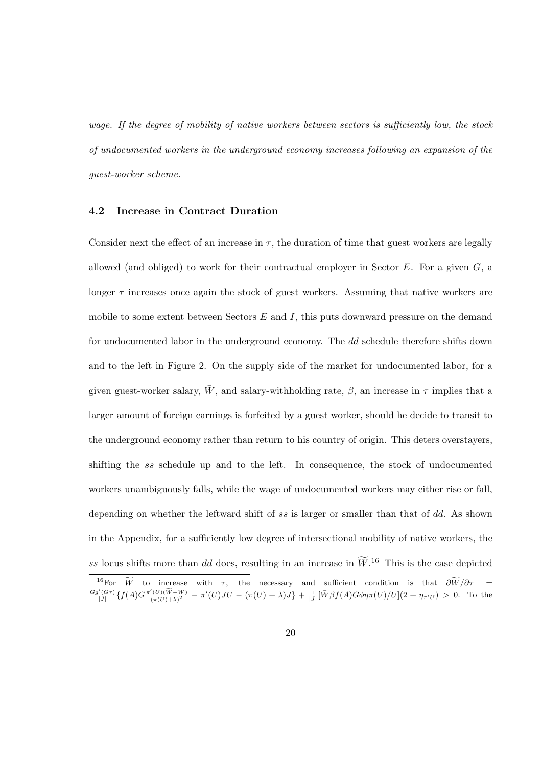*wage. If the degree of mobility of native workers between sectors is sufficiently low, the stock of undocumented workers in the underground economy increases following an expansion of the guest-worker scheme.*

### 4.2 Increase in Contract Duration

Consider next the effect of an increase in $\tau$, the duration of time that guest workers are legally allowed (and obliged) to work for their contractual employer in Sector $E$. For a given $G$, a longer $\tau$ increases once again the stock of guest workers. Assuming that native workers are mobile to some extent between Sectors $E$ and $I$, this puts downward pressure on the demand for undocumented labor in the underground economy. The *dd* schedule therefore shifts down and to the left in Figure 2. On the supply side of the market for undocumented labor, for a given guest-worker salary, $\bar{W}$, and salary-withholding rate, $\beta$, an increase in $\tau$ implies that a larger amount of foreign earnings is forfeited by a guest worker, should he decide to transit to the underground economy rather than return to his country of origin. This deters overstayers, shifting the *ss* schedule up and to the left. In consequence, the stock of undocumented workers unambiguously falls, while the wage of undocumented workers may either rise or fall, depending on whether the leftward shift of *ss* is larger or smaller than that of *dd*. As shown in the Appendix, for a sufficiently low degree of intersectional mobility of native workers, the *ss* locus shifts more than *dd* does, resulting in an increase in $\widetilde{W}$.[16] This is the case depicted

[16]For $\widetilde{W}$ to increase with $\tau$, the necessary and sufficient condition is that $\partial\widetilde{W}/\partial\tau = \frac{Gg'(G\tau)}{|J|}\{f(A)G\frac{\pi'(U)(\widetilde{W}-W)}{(\pi(U)+\lambda)^2} - \pi'(U)JU - (\pi(U)+\lambda)J\} + \frac{1}{|J|}[\bar{W}\beta f(A)G\phi\eta\pi(U)/U](2+\eta_{\pi'U}) > 0$. To the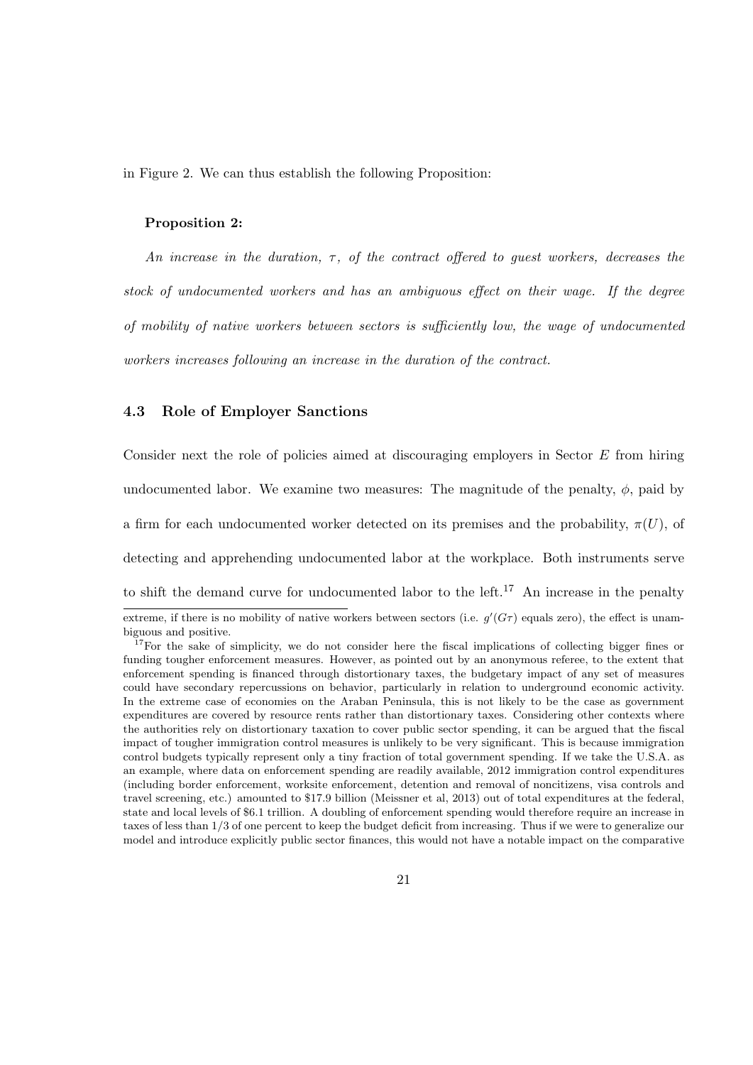in Figure 2. We can thus establish the following Proposition:

**Proposition 2:**

*An increase in the duration, $\tau$, of the contract offered to guest workers, decreases the stock of undocumented workers and has an ambiguous effect on their wage. If the degree of mobility of native workers between sectors is sufficiently low, the wage of undocumented workers increases following an increase in the duration of the contract.*

### 4.3 Role of Employer Sanctions

Consider next the role of policies aimed at discouraging employers in Sector $E$ from hiring undocumented labor. We examine two measures: The magnitude of the penalty, $\phi$, paid by a firm for each undocumented worker detected on its premises and the probability, $\pi(U)$, of detecting and apprehending undocumented labor at the workplace. Both instruments serve to shift the demand curve for undocumented labor to the left.[17] An increase in the penalty

extreme, if there is no mobility of native workers between sectors (i.e. $g'(G\tau)$ equals zero), the effect is unambiguous and positive.

[17] For the sake of simplicity, we do not consider here the fiscal implications of collecting bigger fines or funding tougher enforcement measures. However, as pointed out by an anonymous referee, to the extent that enforcement spending is financed through distortionary taxes, the budgetary impact of any set of measures could have secondary repercussions on behavior, particularly in relation to underground economic activity. In the extreme case of economies on the Araban Peninsula, this is not likely to be the case as government expenditures are covered by resource rents rather than distortionary taxes. Considering other contexts where the authorities rely on distortionary taxation to cover public sector spending, it can be argued that the fiscal impact of tougher immigration control measures is unlikely to be very significant. This is because immigration control budgets typically represent only a tiny fraction of total government spending. If we take the U.S.A. as an example, where data on enforcement spending are readily available, 2012 immigration control expenditures (including border enforcement, worksite enforcement, detention and removal of noncitizens, visa controls and travel screening, etc.) amounted to \$17.9 billion (Meissner et al, 2013) out of total expenditures at the federal, state and local levels of \$6.1 trillion. A doubling of enforcement spending would therefore require an increase in taxes of less than 1/3 of one percent to keep the budget deficit from increasing. Thus if we were to generalize our model and introduce explicitly public sector finances, this would not have a notable impact on the comparative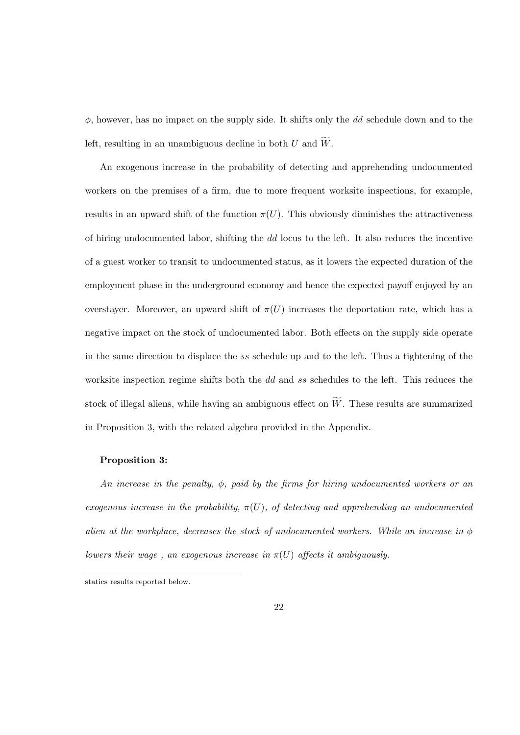$\phi$, however, has no impact on the supply side. It shifts only the *dd* schedule down and to the left, resulting in an unambiguous decline in both $U$ and $\widetilde{W}$.

An exogenous increase in the probability of detecting and apprehending undocumented workers on the premises of a firm, due to more frequent worksite inspections, for example, results in an upward shift of the function $\pi(U)$. This obviously diminishes the attractiveness of hiring undocumented labor, shifting the *dd* locus to the left. It also reduces the incentive of a guest worker to transit to undocumented status, as it lowers the expected duration of the employment phase in the underground economy and hence the expected payoff enjoyed by an overstayer. Moreover, an upward shift of $\pi(U)$ increases the deportation rate, which has a negative impact on the stock of undocumented labor. Both effects on the supply side operate in the same direction to displace the *ss* schedule up and to the left. Thus a tightening of the worksite inspection regime shifts both the *dd* and *ss* schedules to the left. This reduces the stock of illegal aliens, while having an ambiguous effect on $\widetilde{W}$. These results are summarized in Proposition 3, with the related algebra provided in the Appendix.

**Proposition 3:**

*An increase in the penalty, $\phi$, paid by the firms for hiring undocumented workers or an exogenous increase in the probability, $\pi(U)$, of detecting and apprehending an undocumented alien at the workplace, decreases the stock of undocumented workers. While an increase in $\phi$ lowers their wage , an exogenous increase in $\pi(U)$ affects it ambiguously.*

---

statics results reported below.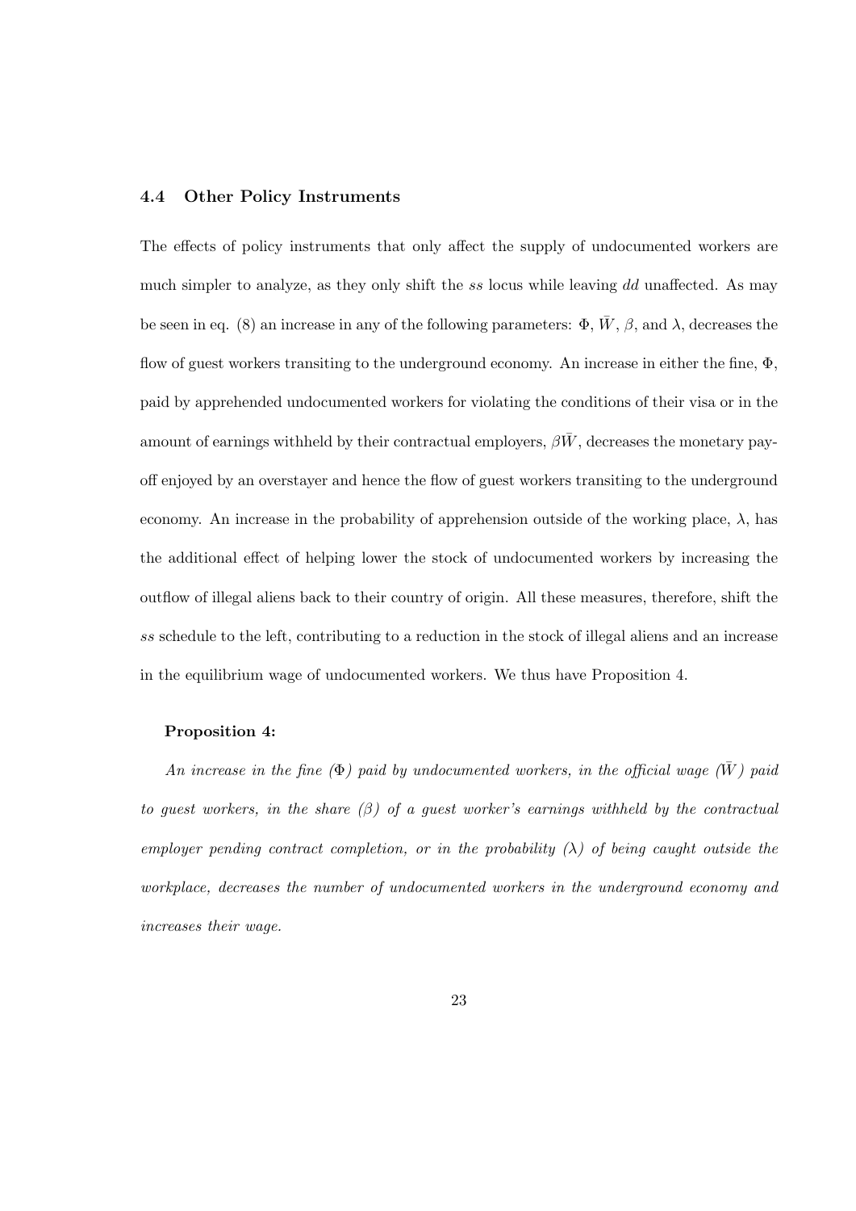### 4.4 Other Policy Instruments

The effects of policy instruments that only affect the supply of undocumented workers are much simpler to analyze, as they only shift the *ss* locus while leaving *dd* unaffected. As may be seen in eq. (8) an increase in any of the following parameters: $\Phi$, $\bar{W}$, $\beta$, and $\lambda$, decreases the flow of guest workers transiting to the underground economy. An increase in either the fine, $\Phi$, paid by apprehended undocumented workers for violating the conditions of their visa or in the amount of earnings withheld by their contractual employers, $\beta\bar{W}$, decreases the monetary payoff enjoyed by an overstayer and hence the flow of guest workers transiting to the underground economy. An increase in the probability of apprehension outside of the working place, $\lambda$, has the additional effect of helping lower the stock of undocumented workers by increasing the outflow of illegal aliens back to their country of origin. All these measures, therefore, shift the *ss* schedule to the left, contributing to a reduction in the stock of illegal aliens and an increase in the equilibrium wage of undocumented workers. We thus have Proposition 4.

**Proposition 4:**

*An increase in the fine ($\Phi$) paid by undocumented workers, in the official wage ($\bar{W}$) paid to guest workers, in the share ($\beta$) of a guest worker's earnings withheld by the contractual employer pending contract completion, or in the probability ($\lambda$) of being caught outside the workplace, decreases the number of undocumented workers in the underground economy and increases their wage.*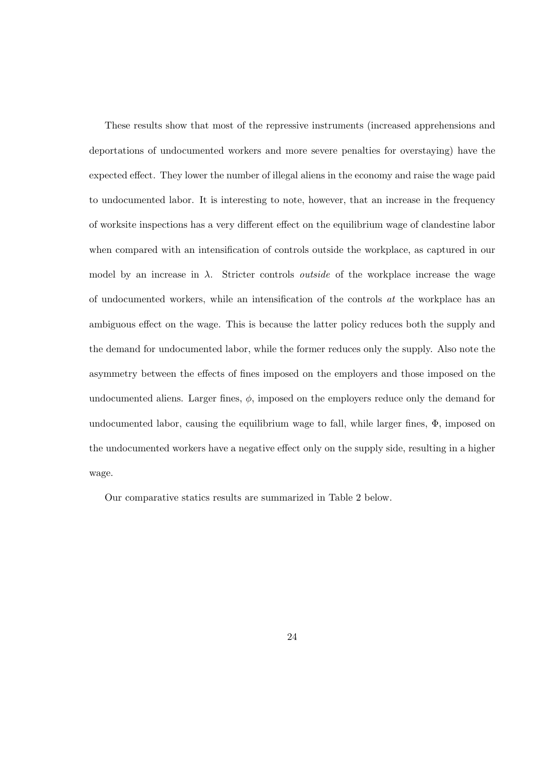These results show that most of the repressive instruments (increased apprehensions and deportations of undocumented workers and more severe penalties for overstaying) have the expected effect. They lower the number of illegal aliens in the economy and raise the wage paid to undocumented labor. It is interesting to note, however, that an increase in the frequency of worksite inspections has a very different effect on the equilibrium wage of clandestine labor when compared with an intensification of controls outside the workplace, as captured in our model by an increase in $\lambda$. Stricter controls *outside* of the workplace increase the wage of undocumented workers, while an intensification of the controls *at* the workplace has an ambiguous effect on the wage. This is because the latter policy reduces both the supply and the demand for undocumented labor, while the former reduces only the supply. Also note the asymmetry between the effects of fines imposed on the employers and those imposed on the undocumented aliens. Larger fines, $\phi$, imposed on the employers reduce only the demand for undocumented labor, causing the equilibrium wage to fall, while larger fines, $\Phi$, imposed on the undocumented workers have a negative effect only on the supply side, resulting in a higher wage.

Our comparative statics results are summarized in Table 2 below.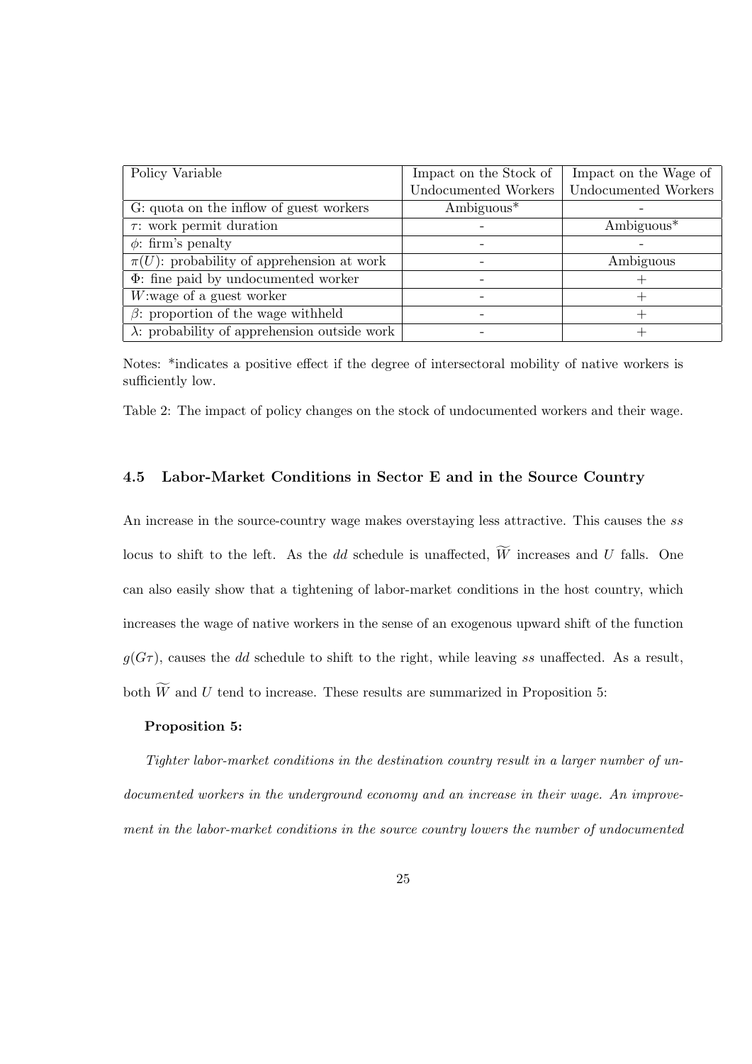| Policy Variable | Impact on the Stock of Undocumented Workers | Impact on the Wage of Undocumented Workers |
|---|---|---|
| G: quota on the inflow of guest workers | Ambiguous* | - |
| $\tau$: work permit duration | - | Ambiguous* |
| $\phi$: firm's penalty | - | - |
| $\pi(U)$: probability of apprehension at work | - | Ambiguous |
| $\Phi$: fine paid by undocumented worker | - | + |
| $W$:wage of a guest worker | - | + |
| $\beta$: proportion of the wage withheld | - | + |
| $\lambda$: probability of apprehension outside work | - | + |

Notes: *indicates a positive effect if the degree of intersectoral mobility of native workers is sufficiently low.

Table 2: The impact of policy changes on the stock of undocumented workers and their wage.

### 4.5 Labor-Market Conditions in Sector E and in the Source Country

An increase in the source-country wage makes overstaying less attractive. This causes the $ss$ locus to shift to the left. As the $dd$ schedule is unaffected, $\widetilde{W}$ increases and $U$ falls. One can also easily show that a tightening of labor-market conditions in the host country, which increases the wage of native workers in the sense of an exogenous upward shift of the function $g(G\tau)$, causes the $dd$ schedule to shift to the right, while leaving $ss$ unaffected. As a result, both $\widetilde{W}$ and $U$ tend to increase. These results are summarized in Proposition 5:

**Proposition 5:**

*Tighter labor-market conditions in the destination country result in a larger number of undocumented workers in the underground economy and an increase in their wage. An improvement in the labor-market conditions in the source country lowers the number of undocumented*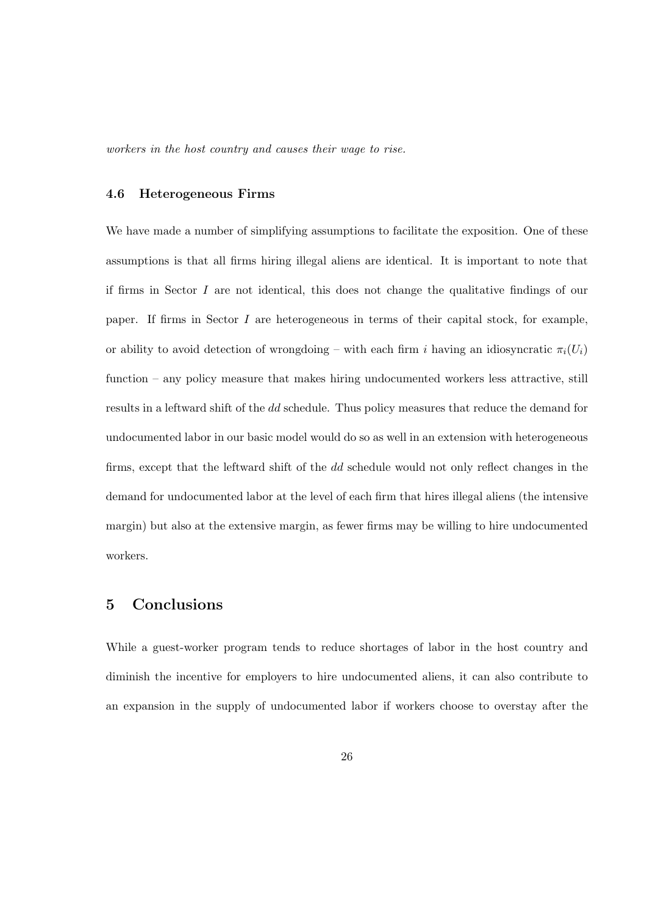*workers in the host country and causes their wage to rise.*

### 4.6 Heterogeneous Firms

We have made a number of simplifying assumptions to facilitate the exposition. One of these assumptions is that all firms hiring illegal aliens are identical. It is important to note that if firms in Sector $I$ are not identical, this does not change the qualitative findings of our paper. If firms in Sector $I$ are heterogeneous in terms of their capital stock, for example, or ability to avoid detection of wrongdoing – with each firm $i$ having an idiosyncratic $\pi_i(U_i)$ function – any policy measure that makes hiring undocumented workers less attractive, still results in a leftward shift of the $dd$ schedule. Thus policy measures that reduce the demand for undocumented labor in our basic model would do so as well in an extension with heterogeneous firms, except that the leftward shift of the $dd$ schedule would not only reflect changes in the demand for undocumented labor at the level of each firm that hires illegal aliens (the intensive margin) but also at the extensive margin, as fewer firms may be willing to hire undocumented workers.

## 5 Conclusions

While a guest-worker program tends to reduce shortages of labor in the host country and diminish the incentive for employers to hire undocumented aliens, it can also contribute to an expansion in the supply of undocumented labor if workers choose to overstay after the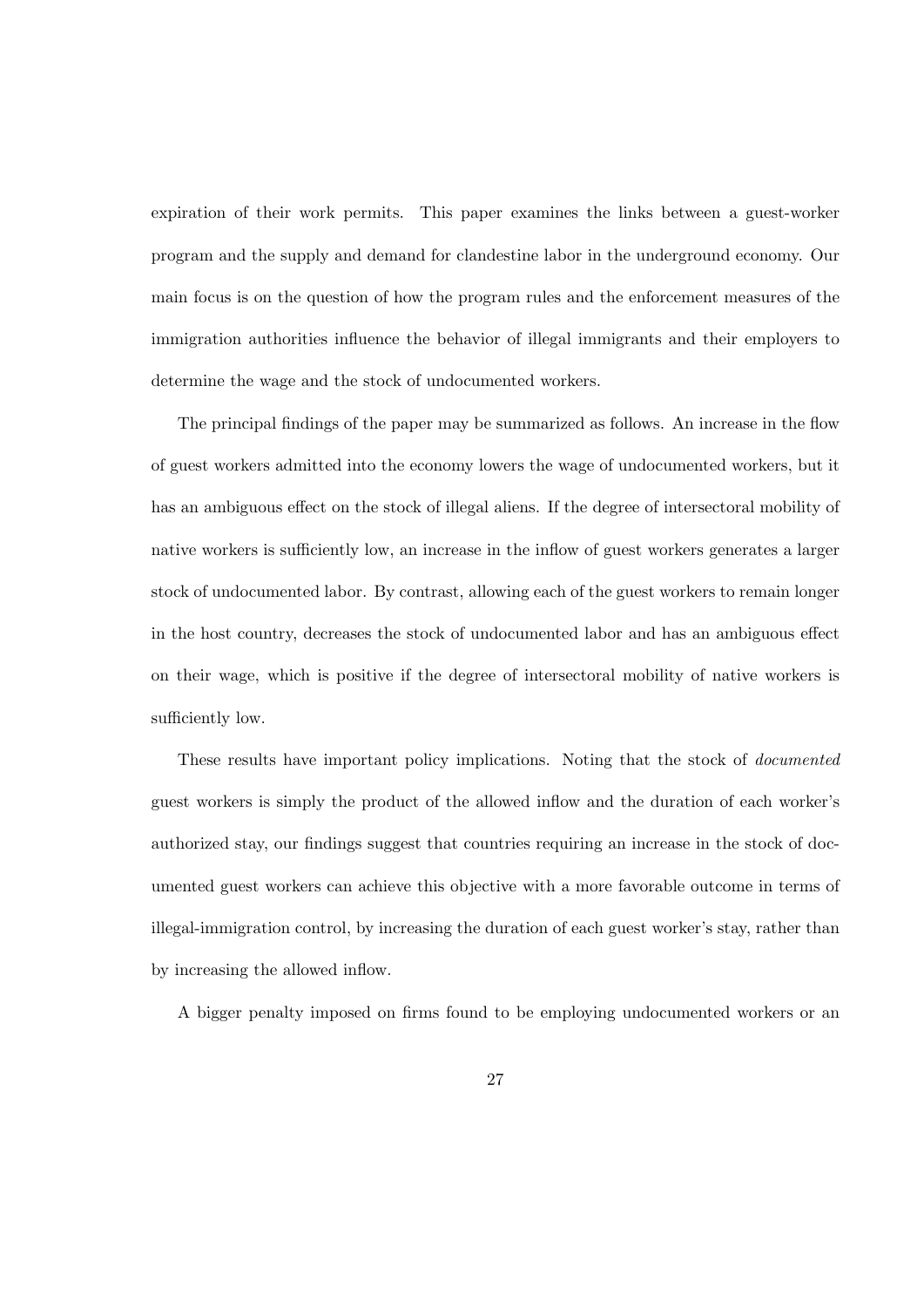expiration of their work permits. This paper examines the links between a guest-worker program and the supply and demand for clandestine labor in the underground economy. Our main focus is on the question of how the program rules and the enforcement measures of the immigration authorities influence the behavior of illegal immigrants and their employers to determine the wage and the stock of undocumented workers.

The principal findings of the paper may be summarized as follows. An increase in the flow of guest workers admitted into the economy lowers the wage of undocumented workers, but it has an ambiguous effect on the stock of illegal aliens. If the degree of intersectoral mobility of native workers is sufficiently low, an increase in the inflow of guest workers generates a larger stock of undocumented labor. By contrast, allowing each of the guest workers to remain longer in the host country, decreases the stock of undocumented labor and has an ambiguous effect on their wage, which is positive if the degree of intersectoral mobility of native workers is sufficiently low.

These results have important policy implications. Noting that the stock of *documented* guest workers is simply the product of the allowed inflow and the duration of each worker's authorized stay, our findings suggest that countries requiring an increase in the stock of documented guest workers can achieve this objective with a more favorable outcome in terms of illegal-immigration control, by increasing the duration of each guest worker's stay, rather than by increasing the allowed inflow.

A bigger penalty imposed on firms found to be employing undocumented workers or an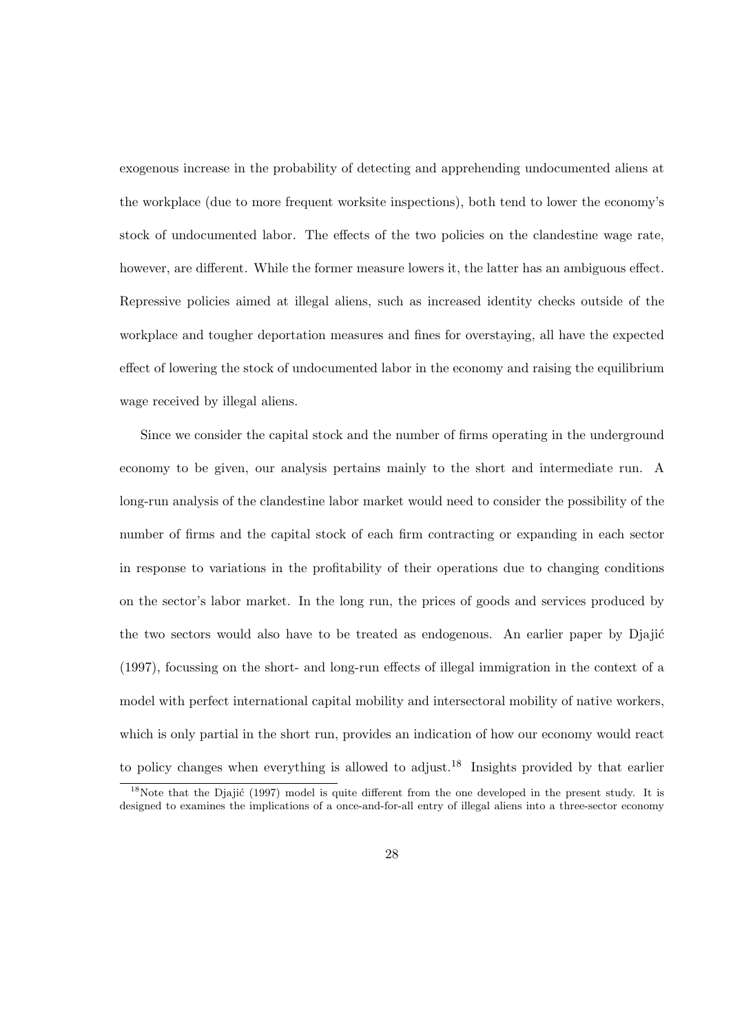exogenous increase in the probability of detecting and apprehending undocumented aliens at the workplace (due to more frequent worksite inspections), both tend to lower the economy's stock of undocumented labor. The effects of the two policies on the clandestine wage rate, however, are different. While the former measure lowers it, the latter has an ambiguous effect. Repressive policies aimed at illegal aliens, such as increased identity checks outside of the workplace and tougher deportation measures and fines for overstaying, all have the expected effect of lowering the stock of undocumented labor in the economy and raising the equilibrium wage received by illegal aliens.

Since we consider the capital stock and the number of firms operating in the underground economy to be given, our analysis pertains mainly to the short and intermediate run. A long-run analysis of the clandestine labor market would need to consider the possibility of the number of firms and the capital stock of each firm contracting or expanding in each sector in response to variations in the profitability of their operations due to changing conditions on the sector's labor market. In the long run, the prices of goods and services produced by the two sectors would also have to be treated as endogenous. An earlier paper by Djajić (1997), focussing on the short- and long-run effects of illegal immigration in the context of a model with perfect international capital mobility and intersectoral mobility of native workers, which is only partial in the short run, provides an indication of how our economy would react to policy changes when everything is allowed to adjust.[18] Insights provided by that earlier

[18]Note that the Djajić (1997) model is quite different from the one developed in the present study. It is designed to examines the implications of a once-and-for-all entry of illegal aliens into a three-sector economy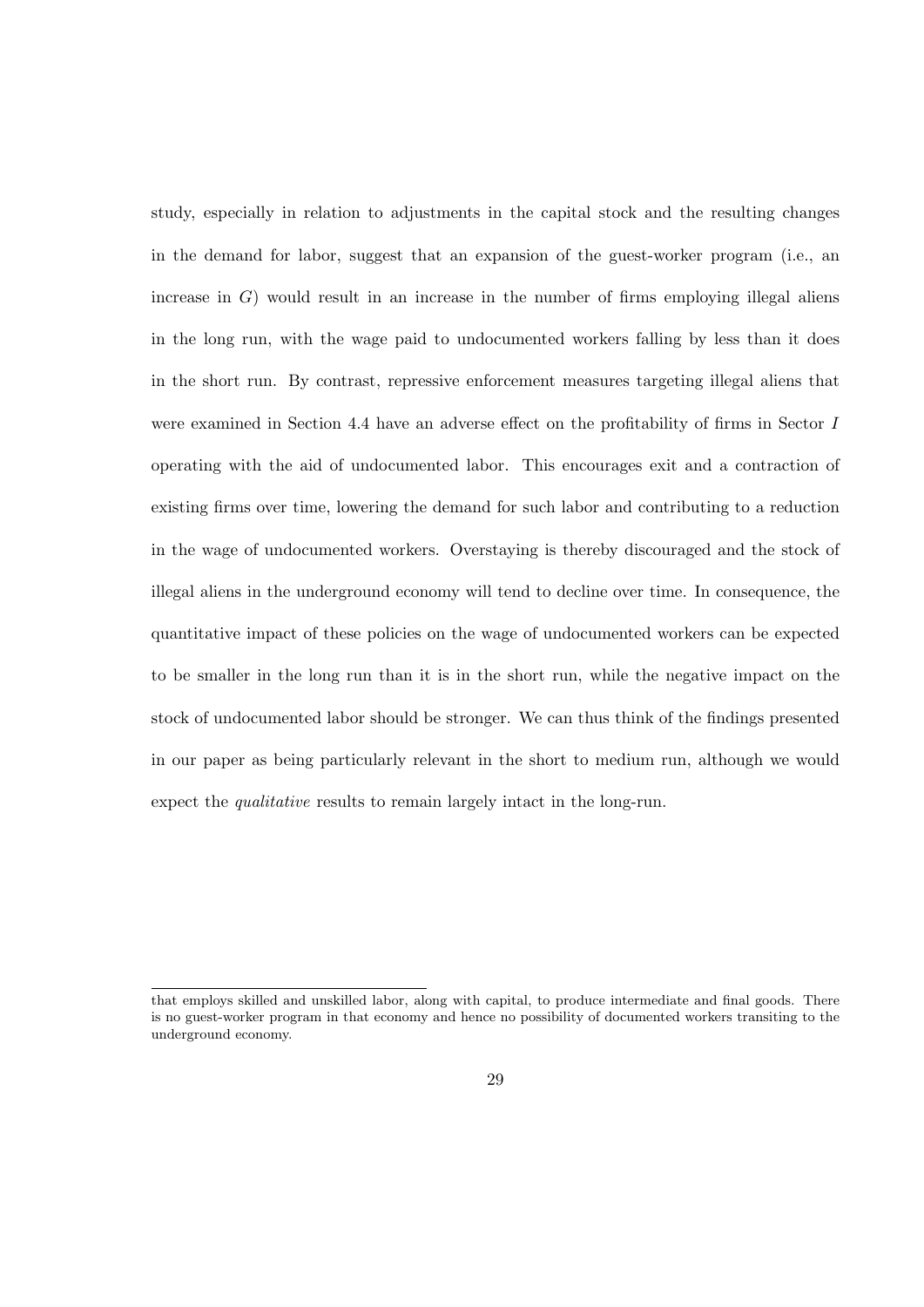study, especially in relation to adjustments in the capital stock and the resulting changes in the demand for labor, suggest that an expansion of the guest-worker program (i.e., an increase in $G$) would result in an increase in the number of firms employing illegal aliens in the long run, with the wage paid to undocumented workers falling by less than it does in the short run. By contrast, repressive enforcement measures targeting illegal aliens that were examined in Section 4.4 have an adverse effect on the profitability of firms in Sector $I$ operating with the aid of undocumented labor. This encourages exit and a contraction of existing firms over time, lowering the demand for such labor and contributing to a reduction in the wage of undocumented workers. Overstaying is thereby discouraged and the stock of illegal aliens in the underground economy will tend to decline over time. In consequence, the quantitative impact of these policies on the wage of undocumented workers can be expected to be smaller in the long run than it is in the short run, while the negative impact on the stock of undocumented labor should be stronger. We can thus think of the findings presented in our paper as being particularly relevant in the short to medium run, although we would expect the *qualitative* results to remain largely intact in the long-run.

that employs skilled and unskilled labor, along with capital, to produce intermediate and final goods. There is no guest-worker program in that economy and hence no possibility of documented workers transiting to the underground economy.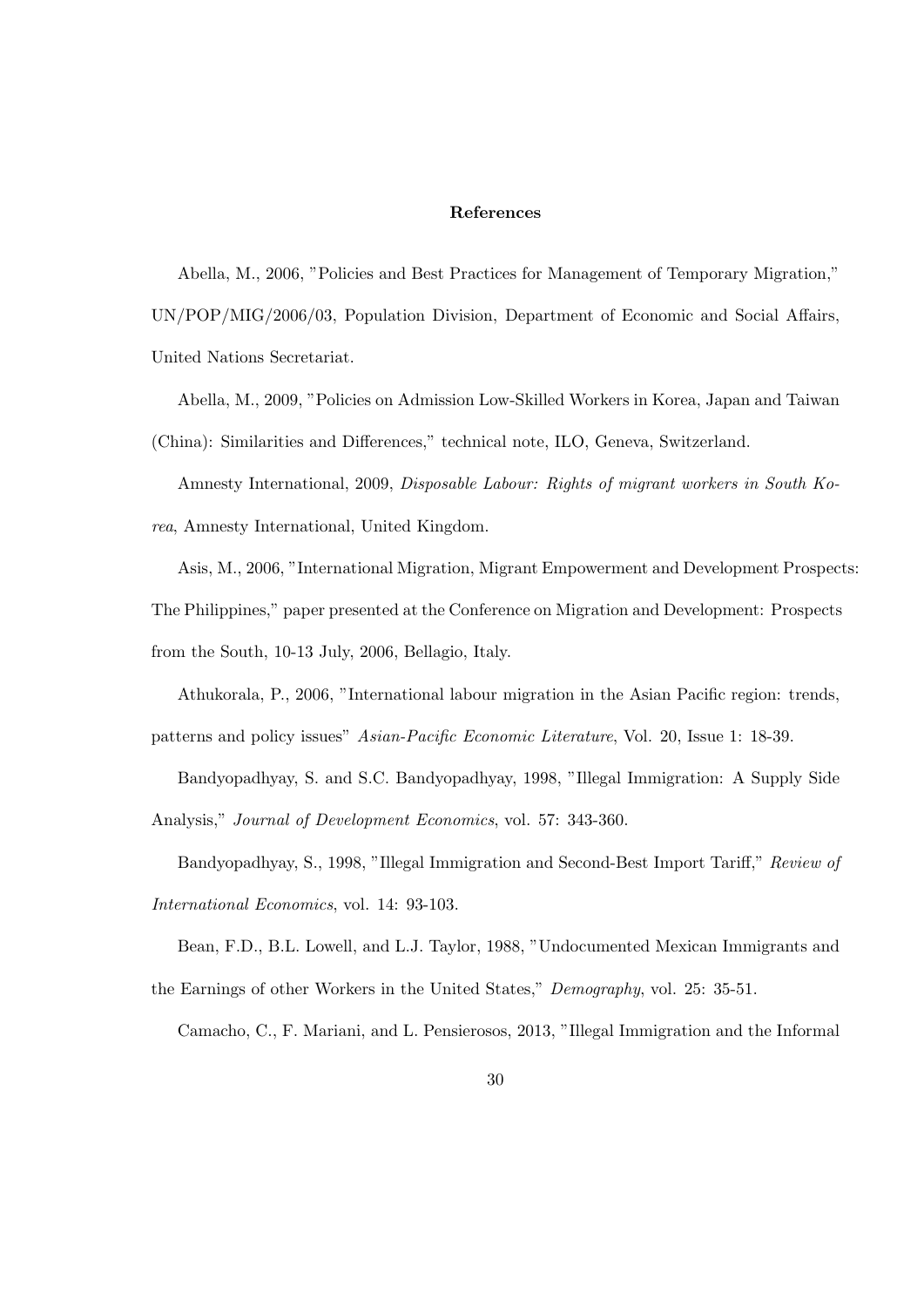**References**

Abella, M., 2006, "Policies and Best Practices for Management of Temporary Migration," UN/POP/MIG/2006/03, Population Division, Department of Economic and Social Affairs, United Nations Secretariat.

Abella, M., 2009, "Policies on Admission Low-Skilled Workers in Korea, Japan and Taiwan (China): Similarities and Differences," technical note, ILO, Geneva, Switzerland.

Amnesty International, 2009, *Disposable Labour: Rights of migrant workers in South Korea*, Amnesty International, United Kingdom.

Asis, M., 2006, "International Migration, Migrant Empowerment and Development Prospects: The Philippines," paper presented at the Conference on Migration and Development: Prospects from the South, 10-13 July, 2006, Bellagio, Italy.

Athukorala, P., 2006, "International labour migration in the Asian Pacific region: trends, patterns and policy issues" *Asian-Pacific Economic Literature*, Vol. 20, Issue 1: 18-39.

Bandyopadhyay, S. and S.C. Bandyopadhyay, 1998, "Illegal Immigration: A Supply Side Analysis," *Journal of Development Economics*, vol. 57: 343-360.

Bandyopadhyay, S., 1998, "Illegal Immigration and Second-Best Import Tariff," *Review of International Economics*, vol. 14: 93-103.

Bean, F.D., B.L. Lowell, and L.J. Taylor, 1988, "Undocumented Mexican Immigrants and the Earnings of other Workers in the United States," *Demography*, vol. 25: 35-51.

Camacho, C., F. Mariani, and L. Pensierosos, 2013, "Illegal Immigration and the Informal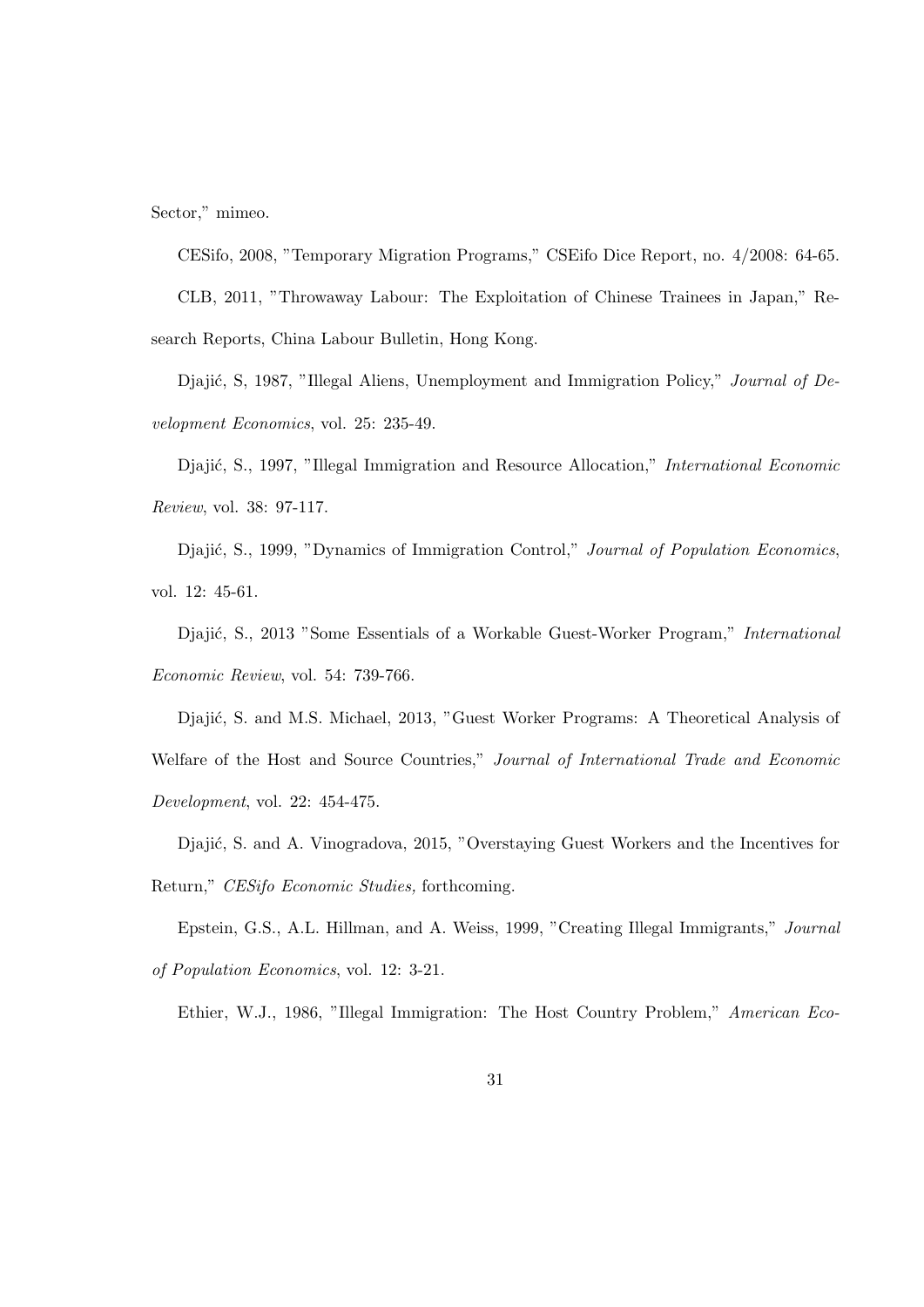Sector," mimeo.

CESifo, 2008, "Temporary Migration Programs," CSEifo Dice Report, no. 4/2008: 64-65.

CLB, 2011, "Throwaway Labour: The Exploitation of Chinese Trainees in Japan," Research Reports, China Labour Bulletin, Hong Kong.

Djajić, S, 1987, "Illegal Aliens, Unemployment and Immigration Policy," *Journal of Development Economics*, vol. 25: 235-49.

Djajić, S., 1997, "Illegal Immigration and Resource Allocation," *International Economic Review*, vol. 38: 97-117.

Djajić, S., 1999, "Dynamics of Immigration Control," *Journal of Population Economics*, vol. 12: 45-61.

Djajić, S., 2013 "Some Essentials of a Workable Guest-Worker Program," *International Economic Review*, vol. 54: 739-766.

Djajić, S. and M.S. Michael, 2013, "Guest Worker Programs: A Theoretical Analysis of Welfare of the Host and Source Countries," *Journal of International Trade and Economic Development*, vol. 22: 454-475.

Djajić, S. and A. Vinogradova, 2015, "Overstaying Guest Workers and the Incentives for Return," *CESifo Economic Studies,* forthcoming.

Epstein, G.S., A.L. Hillman, and A. Weiss, 1999, "Creating Illegal Immigrants," *Journal of Population Economics*, vol. 12: 3-21.

Ethier, W.J., 1986, "Illegal Immigration: The Host Country Problem," *American Eco-*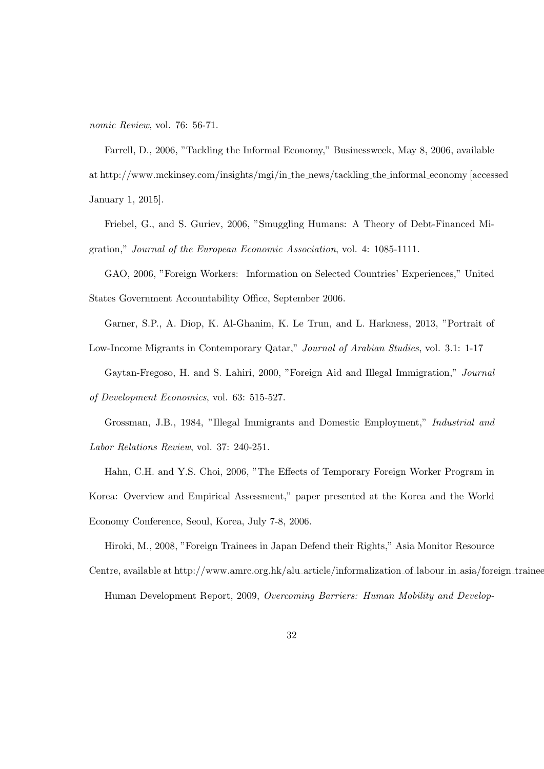*nomic Review*, vol. 76: 56-71.

Farrell, D., 2006, "Tackling the Informal Economy," Businessweek, May 8, 2006, available at http://www.mckinsey.com/insights/mgi/in_the_news/tackling_the_informal_economy [accessed January 1, 2015].

Friebel, G., and S. Guriev, 2006, "Smuggling Humans: A Theory of Debt-Financed Migration," *Journal of the European Economic Association*, vol. 4: 1085-1111.

GAO, 2006, "Foreign Workers: Information on Selected Countries' Experiences," United States Government Accountability Office, September 2006.

Garner, S.P., A. Diop, K. Al-Ghanim, K. Le Trun, and L. Harkness, 2013, "Portrait of Low-Income Migrants in Contemporary Qatar," *Journal of Arabian Studies*, vol. 3.1: 1-17

Gaytan-Fregoso, H. and S. Lahiri, 2000, "Foreign Aid and Illegal Immigration," *Journal of Development Economics*, vol. 63: 515-527.

Grossman, J.B., 1984, "Illegal Immigrants and Domestic Employment," *Industrial and Labor Relations Review*, vol. 37: 240-251.

Hahn, C.H. and Y.S. Choi, 2006, "The Effects of Temporary Foreign Worker Program in Korea: Overview and Empirical Assessment," paper presented at the Korea and the World Economy Conference, Seoul, Korea, July 7-8, 2006.

Hiroki, M., 2008, "Foreign Trainees in Japan Defend their Rights," Asia Monitor Resource Centre, available at http://www.amrc.org.hk/alu_article/informalization_of_labour_in_asia/foreign_trainee

Human Development Report, 2009, *Overcoming Barriers: Human Mobility and Develop-*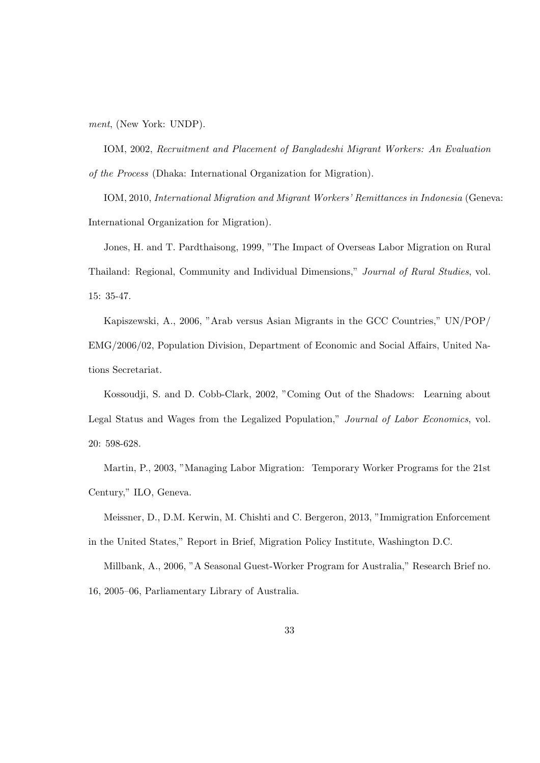*ment*, (New York: UNDP).

IOM, 2002, *Recruitment and Placement of Bangladeshi Migrant Workers: An Evaluation of the Process* (Dhaka: International Organization for Migration).

IOM, 2010, *International Migration and Migrant Workers' Remittances in Indonesia* (Geneva: International Organization for Migration).

Jones, H. and T. Pardthaisong, 1999, "The Impact of Overseas Labor Migration on Rural Thailand: Regional, Community and Individual Dimensions," *Journal of Rural Studies*, vol. 15: 35-47.

Kapiszewski, A., 2006, "Arab versus Asian Migrants in the GCC Countries," UN/POP/EMG/2006/02, Population Division, Department of Economic and Social Affairs, United Nations Secretariat.

Kossoudji, S. and D. Cobb-Clark, 2002, "Coming Out of the Shadows: Learning about Legal Status and Wages from the Legalized Population," *Journal of Labor Economics*, vol. 20: 598-628.

Martin, P., 2003, "Managing Labor Migration: Temporary Worker Programs for the 21st Century," ILO, Geneva.

Meissner, D., D.M. Kerwin, M. Chishti and C. Bergeron, 2013, "Immigration Enforcement in the United States," Report in Brief, Migration Policy Institute, Washington D.C.

Millbank, A., 2006, "A Seasonal Guest-Worker Program for Australia," Research Brief no. 16, 2005–06, Parliamentary Library of Australia.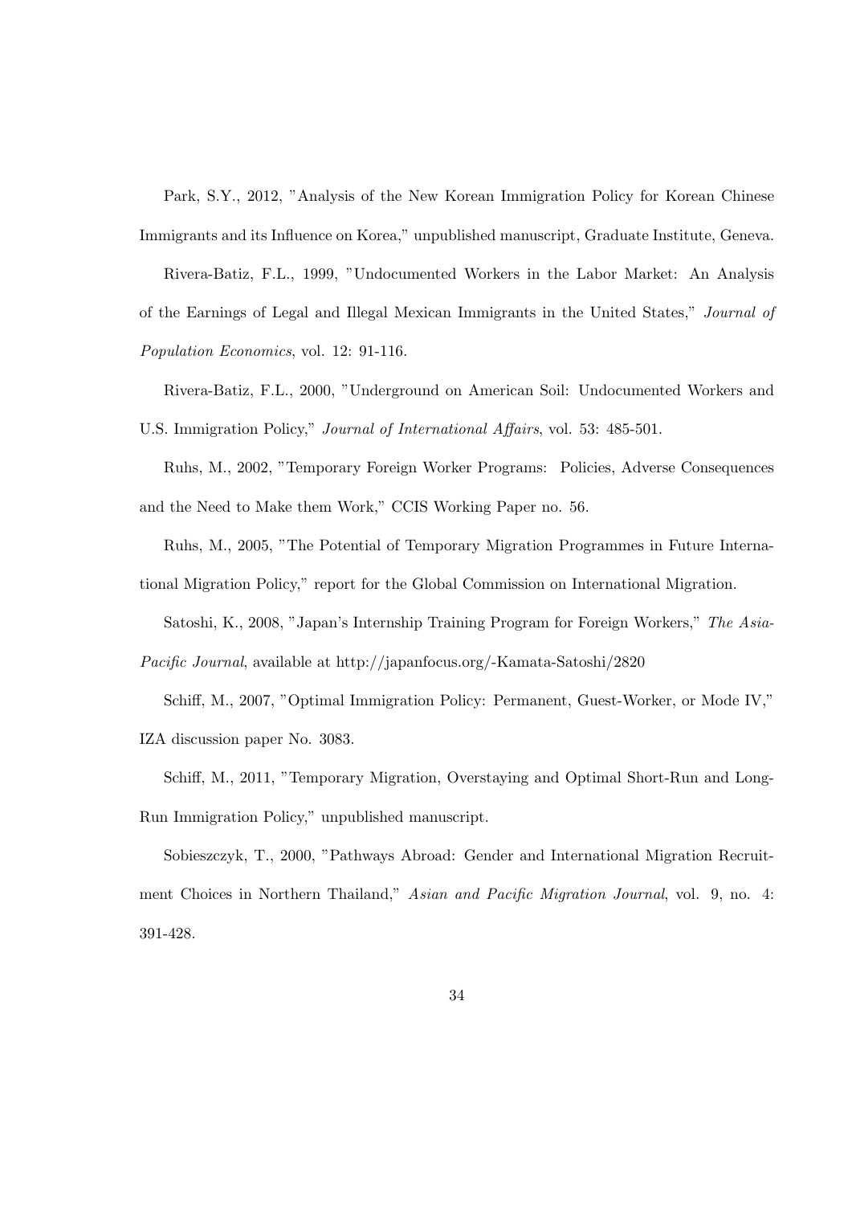Park, S.Y., 2012, "Analysis of the New Korean Immigration Policy for Korean Chinese Immigrants and its Influence on Korea," unpublished manuscript, Graduate Institute, Geneva.

Rivera-Batiz, F.L., 1999, "Undocumented Workers in the Labor Market: An Analysis of the Earnings of Legal and Illegal Mexican Immigrants in the United States," *Journal of Population Economics*, vol. 12: 91-116.

Rivera-Batiz, F.L., 2000, "Underground on American Soil: Undocumented Workers and U.S. Immigration Policy," *Journal of International Affairs*, vol. 53: 485-501.

Ruhs, M., 2002, "Temporary Foreign Worker Programs: Policies, Adverse Consequences and the Need to Make them Work," CCIS Working Paper no. 56.

Ruhs, M., 2005, "The Potential of Temporary Migration Programmes in Future International Migration Policy," report for the Global Commission on International Migration.

Satoshi, K., 2008, "Japan's Internship Training Program for Foreign Workers," *The Asia-Pacific Journal*, available at http://japanfocus.org/-Kamata-Satoshi/2820

Schiff, M., 2007, "Optimal Immigration Policy: Permanent, Guest-Worker, or Mode IV," IZA discussion paper No. 3083.

Schiff, M., 2011, "Temporary Migration, Overstaying and Optimal Short-Run and Long-Run Immigration Policy," unpublished manuscript.

Sobieszczyk, T., 2000, "Pathways Abroad: Gender and International Migration Recruitment Choices in Northern Thailand," *Asian and Pacific Migration Journal*, vol. 9, no. 4: 391-428.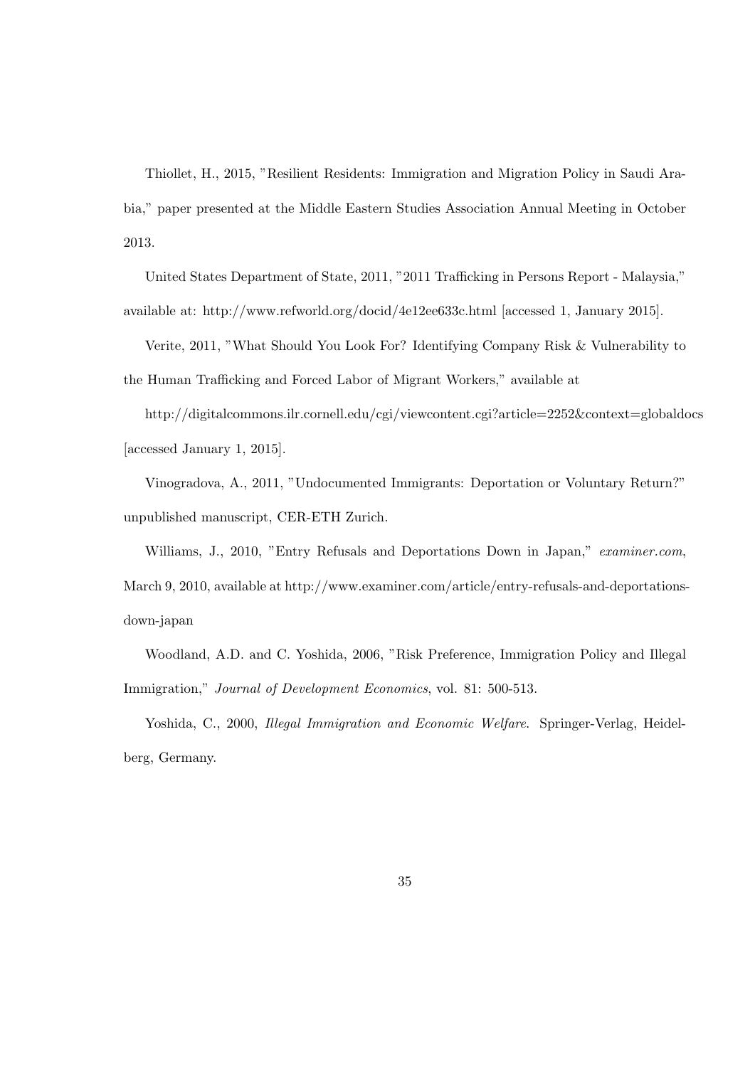Thiollet, H., 2015, "Resilient Residents: Immigration and Migration Policy in Saudi Arabia," paper presented at the Middle Eastern Studies Association Annual Meeting in October 2013.

United States Department of State, 2011, "2011 Trafficking in Persons Report - Malaysia," available at: http://www.refworld.org/docid/4e12ee633c.html [accessed 1, January 2015].

Verite, 2011, "What Should You Look For? Identifying Company Risk & Vulnerability to the Human Trafficking and Forced Labor of Migrant Workers," available at

http://digitalcommons.ilr.cornell.edu/cgi/viewcontent.cgi?article=2252&context=globaldocs [accessed January 1, 2015].

Vinogradova, A., 2011, "Undocumented Immigrants: Deportation or Voluntary Return?" unpublished manuscript, CER-ETH Zurich.

Williams, J., 2010, "Entry Refusals and Deportations Down in Japan," *examiner.com*, March 9, 2010, available at http://www.examiner.com/article/entry-refusals-and-deportations-down-japan

Woodland, A.D. and C. Yoshida, 2006, "Risk Preference, Immigration Policy and Illegal Immigration," *Journal of Development Economics*, vol. 81: 500-513.

Yoshida, C., 2000, *Illegal Immigration and Economic Welfare*. Springer-Verlag, Heidelberg, Germany.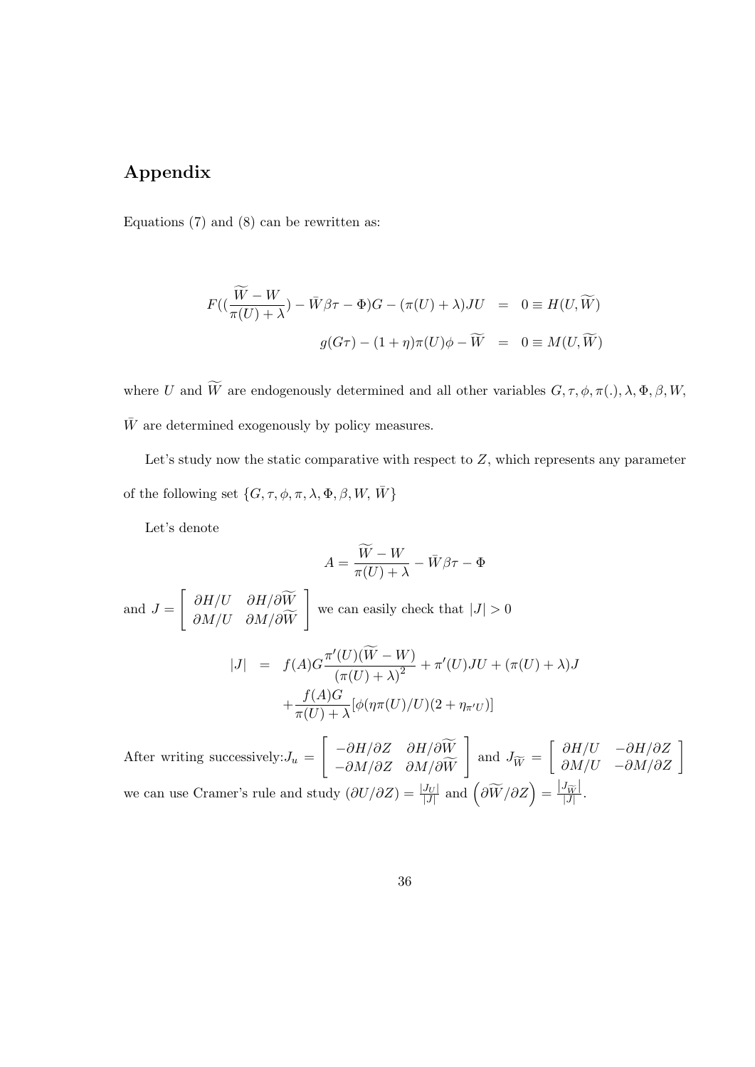## Appendix

Equations (7) and (8) can be rewritten as:

$$
\begin{aligned}
F\left(\left(\frac{\widetilde{W}-W}{\pi(U)+\lambda}\right)-\bar{W}\beta\tau-\Phi\right)G-(\pi(U)+\lambda)JU &= 0 \equiv H(U,\widetilde{W}) \\
g(G\tau)-(1+\eta)\pi(U)\phi-\widetilde{W} &= 0 \equiv M(U,\widetilde{W})
\end{aligned}
$$

where $U$ and $\widetilde{W}$ are endogenously determined and all other variables $G, \tau, \phi, \pi(.), \lambda, \Phi, \beta, W,$ $\bar{W}$ are determined exogenously by policy measures.

Let's study now the static comparative with respect to $Z$, which represents any parameter of the following set $\{G, \tau, \phi, \pi, \lambda, \Phi, \beta, W, \bar{W}\}$

Let's denote

$$
A = \frac{\widetilde{W}-W}{\pi(U)+\lambda} - \bar{W}\beta\tau - \Phi
$$

and $J = \begin{bmatrix} \partial H/U & \partial H/\partial\widetilde{W} \\ \partial M/U & \partial M/\partial\widetilde{W} \end{bmatrix}$ we can easily check that $|J| > 0$

$$
\begin{aligned}
|J| &= f(A)G\frac{\pi'(U)(\widetilde{W}-W)}{(\pi(U)+\lambda)^2} + \pi'(U)JU + (\pi(U)+\lambda)J \\
&\quad + \frac{f(A)G}{\pi(U)+\lambda}[\phi(\eta\pi(U)/U)(2+\eta_{\pi' U})]
\end{aligned}
$$

After writing successively: $J_u = \begin{bmatrix} -\partial H/\partial Z & \partial H/\partial\widetilde{W} \\ -\partial M/\partial Z & \partial M/\partial\widetilde{W} \end{bmatrix}$ and $J_{\widetilde{W}} = \begin{bmatrix} \partial H/U & -\partial H/\partial Z \\ \partial M/U & -\partial M/\partial Z \end{bmatrix}$ we can use Cramer's rule and study $(\partial U/\partial Z) = \frac{|J_U|}{|J|}$ and $\left(\partial\widetilde{W}/\partial Z\right) = \frac{|J_{\widetilde{W}}|}{|J|}$.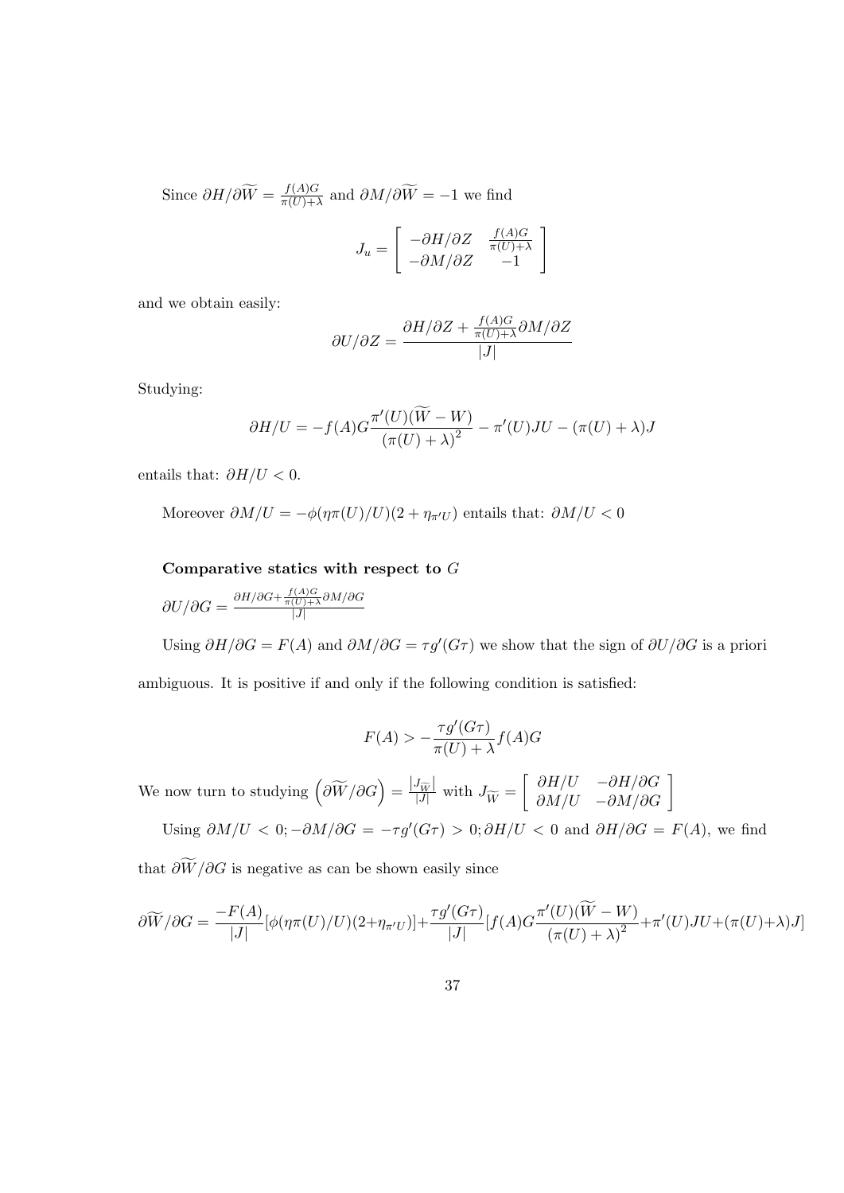Since $\partial H/\partial \widetilde{W} = \frac{f(A)G}{\pi(U)+\lambda}$ and $\partial M/\partial \widetilde{W} = -1$ we find

$$J_u = \begin{bmatrix} -\partial H/\partial Z & \frac{f(A)G}{\pi(U)+\lambda} \\ -\partial M/\partial Z & -1 \end{bmatrix}$$

and we obtain easily:

$$\partial U/\partial Z = \frac{\partial H/\partial Z + \frac{f(A)G}{\pi(U)+\lambda}\partial M/\partial Z}{|J|}$$

Studying:

$$\partial H/U = -f(A)G\frac{\pi'(U)(\widetilde{W}-W)}{(\pi(U)+\lambda)^2} - \pi'(U)JU - (\pi(U)+\lambda)J$$

entails that: $\partial H/U < 0$.

Moreover $\partial M/U = -\phi(\eta\pi(U)/U)(2+\eta_{\pi'U})$ entails that: $\partial M/U < 0$

**Comparative statics with respect to $G$**

$\partial U/\partial G = \frac{\partial H/\partial G + \frac{f(A)G}{\pi(U)+\lambda}\partial M/\partial G}{|J|}$

Using $\partial H/\partial G = F(A)$ and $\partial M/\partial G = \tau g'(G\tau)$ we show that the sign of $\partial U/\partial G$ is a priori ambiguous. It is positive if and only if the following condition is satisfied:

$$F(A) > -\frac{\tau g'(G\tau)}{\pi(U)+\lambda}f(A)G$$

We now turn to studying $\left(\partial\widetilde{W}/\partial G\right) = \frac{|J_{\widetilde{W}}|}{|J|}$ with $J_{\widetilde{W}} = \begin{bmatrix} \partial H/U & -\partial H/\partial G \\ \partial M/U & -\partial M/\partial G \end{bmatrix}$

Using $\partial M/U < 0; -\partial M/\partial G = -\tau g'(G\tau) > 0; \partial H/U < 0$ and $\partial H/\partial G = F(A)$, we find that $\partial\widetilde{W}/\partial G$ is negative as can be shown easily since

$$\partial\widetilde{W}/\partial G = \frac{-F(A)}{|J|}[\phi(\eta\pi(U)/U)(2+\eta_{\pi'U})] + \frac{\tau g'(G\tau)}{|J|}[f(A)G\frac{\pi'(U)(\widetilde{W}-W)}{(\pi(U)+\lambda)^2} + \pi'(U)JU + (\pi(U)+\lambda)J]$$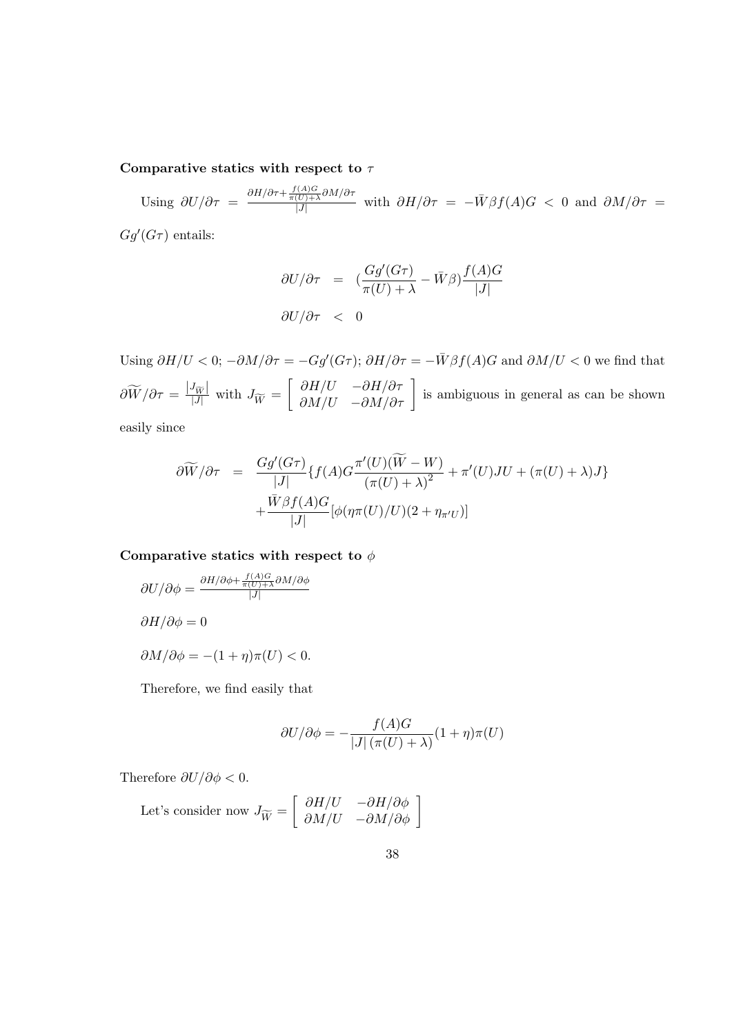**Comparative statics with respect to $\tau$**

Using $\partial U/\partial \tau = \frac{\partial H/\partial \tau + \frac{f(A)G}{\pi(U)+\lambda}\partial M/\partial \tau}{|J|}$ with $\partial H/\partial \tau = -\bar{W}\beta f(A)G < 0$ and $\partial M/\partial \tau = Gg'(G\tau)$ entails:

$$
\begin{aligned}
\partial U/\partial \tau &= (\frac{Gg'(G\tau)}{\pi(U)+\lambda} - \bar{W}\beta)\frac{f(A)G}{|J|} \\
\partial U/\partial \tau &< 0
\end{aligned}
$$

Using $\partial H/U < 0$; $-\partial M/\partial \tau = -Gg'(G\tau)$; $\partial H/\partial \tau = -\bar{W}\beta f(A)G$ and $\partial M/U < 0$ we find that $\partial \widetilde{W}/\partial \tau = \frac{|J_{\widetilde{W}}|}{|J|}$ with $J_{\widetilde{W}} = \begin{bmatrix} \partial H/U & -\partial H/\partial \tau \\ \partial M/U & -\partial M/\partial \tau \end{bmatrix}$ is ambiguous in general as can be shown easily since

$$
\begin{aligned}
\partial \widetilde{W}/\partial \tau &= \frac{Gg'(G\tau)}{|J|}\{f(A)G\frac{\pi'(U)(\widetilde{W}-W)}{(\pi(U)+\lambda)^2} + \pi'(U)JU + (\pi(U)+\lambda)J\} \\
&+ \frac{\bar{W}\beta f(A)G}{|J|}[\phi(\eta\pi(U)/U)(2+\eta_{\pi'U})]
\end{aligned}
$$

**Comparative statics with respect to $\phi$**

$\partial U/\partial \phi = \frac{\partial H/\partial \phi + \frac{f(A)G}{\pi(U)+\lambda}\partial M/\partial \phi}{|J|}$

$\partial H/\partial \phi = 0$

$\partial M/\partial \phi = -(1+\eta)\pi(U) < 0.$

Therefore, we find easily that

$$
\partial U/\partial \phi = -\frac{f(A)G}{|J|\,(\pi(U)+\lambda)}(1+\eta)\pi(U)
$$

Therefore $\partial U/\partial \phi < 0$.

Let's consider now $J_{\widetilde{W}} = \begin{bmatrix} \partial H/U & -\partial H/\partial \phi \\ \partial M/U & -\partial M/\partial \phi \end{bmatrix}$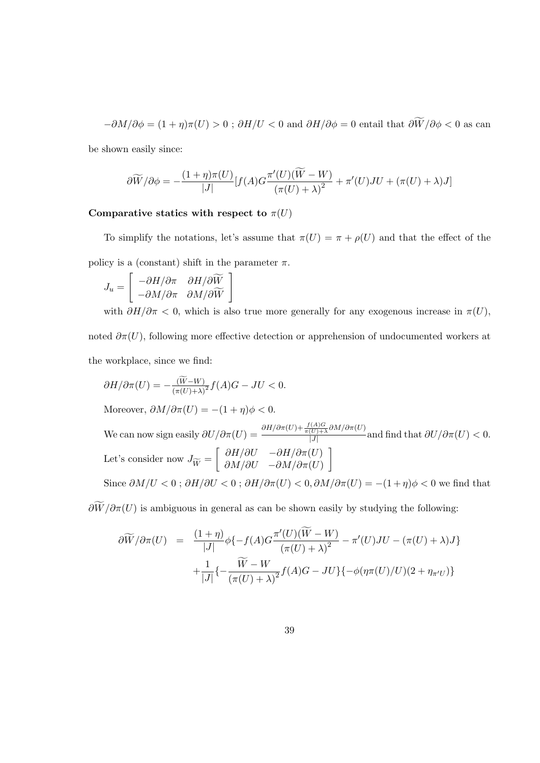$-\partial M/\partial \phi = (1+\eta)\pi(U) > 0$ ; $\partial H/U < 0$ and $\partial H/\partial \phi = 0$ entail that $\partial \widetilde{W}/\partial \phi < 0$ as can be shown easily since:

$$\partial \widetilde{W}/\partial \phi = -\frac{(1+\eta)\pi(U)}{|J|}[f(A)G\frac{\pi'(U)(\widetilde{W}-W)}{(\pi(U)+\lambda)^2} + \pi'(U)JU + (\pi(U)+\lambda)J]$$

**Comparative statics with respect to $\pi(U)$**

To simplify the notations, let's assume that $\pi(U) = \pi + \rho(U)$ and that the effect of the policy is a (constant) shift in the parameter $\pi$.

$J_u = \begin{bmatrix} -\partial H/\partial \pi & \partial H/\partial \widetilde{W} \\ -\partial M/\partial \pi & \partial M/\partial \widetilde{W} \end{bmatrix}$

with $\partial H/\partial \pi < 0$, which is also true more generally for any exogenous increase in $\pi(U)$, noted $\partial \pi(U)$, following more effective detection or apprehension of undocumented workers at the workplace, since we find:

$\partial H/\partial \pi(U) = -\frac{(\widetilde{W}-W)}{(\pi(U)+\lambda)^2} f(A)G - JU < 0.$

Moreover, $\partial M/\partial \pi(U) = -(1+\eta)\phi < 0$.

We can now sign easily $\partial U/\partial \pi(U) = \frac{\partial H/\partial \pi(U) + \frac{f(A)G}{\pi(U)+\lambda}\partial M/\partial \pi(U)}{|J|}$ and find that $\partial U/\partial \pi(U) < 0$.

Let's consider now $J_{\widetilde{W}} = \begin{bmatrix} \partial H/\partial U & -\partial H/\partial \pi(U) \\ \partial M/\partial U & -\partial M/\partial \pi(U) \end{bmatrix}$

Since $\partial M/U < 0$ ; $\partial H/\partial U < 0$ ; $\partial H/\partial \pi(U) < 0, \partial M/\partial \pi(U) = -(1+\eta)\phi < 0$ we find that $\partial \widetilde{W}/\partial \pi(U)$ is ambiguous in general as can be shown easily by studying the following:

$$\begin{aligned}
\partial \widetilde{W}/\partial \pi(U) &= \frac{(1+\eta)}{|J|}\phi\{-f(A)G\frac{\pi'(U)(\widetilde{W}-W)}{(\pi(U)+\lambda)^2} - \pi'(U)JU - (\pi(U)+\lambda)J\} \\
&\quad + \frac{1}{|J|}\{-\frac{\widetilde{W}-W}{(\pi(U)+\lambda)^2}f(A)G - JU\}\{-\phi(\eta\pi(U)/U)(2+\eta_{\pi'U})\}
\end{aligned}$$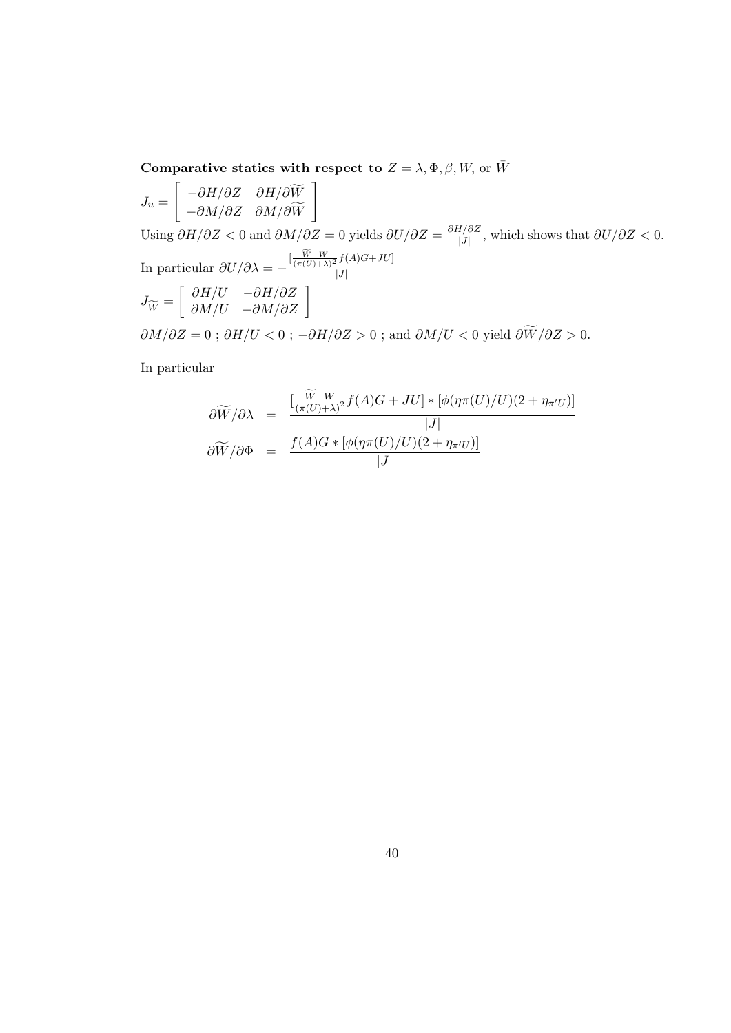**Comparative statics with respect to $Z = \lambda, \Phi, \beta, W$, or $\bar{W}$**

$J_u = \begin{bmatrix} -\partial H/\partial Z & \partial H/\partial \widetilde{W} \\ -\partial M/\partial Z & \partial M/\partial \widetilde{W} \end{bmatrix}$

Using $\partial H/\partial Z < 0$ and $\partial M/\partial Z = 0$ yields $\partial U/\partial Z = \frac{\partial H/\partial Z}{|J|}$, which shows that $\partial U/\partial Z < 0$.

In particular $\partial U/\partial \lambda = -\frac{[\frac{\widetilde{W}-W}{(\pi(U)+\lambda)^2} f(A)G + JU]}{|J|}$

$J_{\widetilde{W}} = \begin{bmatrix} \partial H/U & -\partial H/\partial Z \\ \partial M/U & -\partial M/\partial Z \end{bmatrix}$

$\partial M/\partial Z = 0$ ; $\partial H/U < 0$ ; $-\partial H/\partial Z > 0$ ; and $\partial M/U < 0$ yield $\partial \widetilde{W}/\partial Z > 0$.

In particular

$$
\begin{aligned}
\partial \widetilde{W}/\partial \lambda &= \frac{[\frac{\widetilde{W}-W}{(\pi(U)+\lambda)^2} f(A)G + JU] * [\phi(\eta\pi(U)/U)(2 + \eta_{\pi' U})]}{|J|} \\
\partial \widetilde{W}/\partial \Phi &= \frac{f(A)G * [\phi(\eta\pi(U)/U)(2 + \eta_{\pi' U})]}{|J|}
\end{aligned}
$$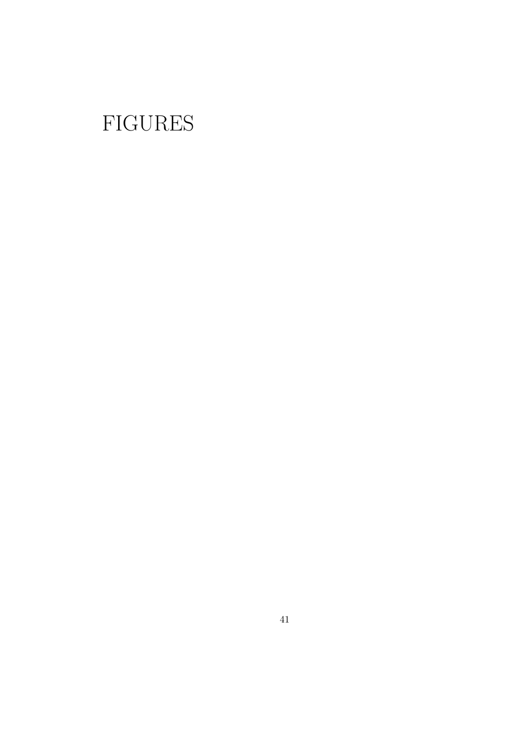# FIGURES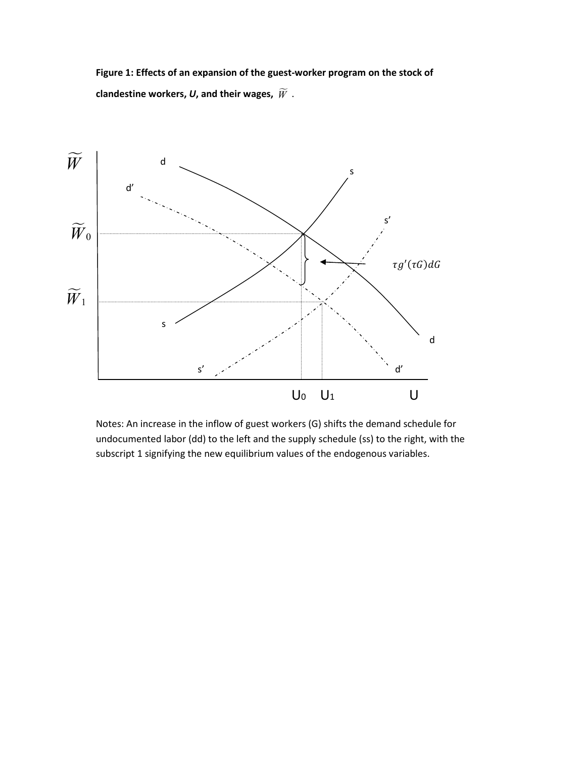**Figure 1: Effects of an expansion of the guest-worker program on the stock of clandestine workers, *U*, and their wages, $\widetilde{W}$ .**

$\widetilde{W}$

d

s

d'

s'

$\widetilde{W}_0$

$\tau g'(\tau G)dG$

$\widetilde{W}_1$

s

d

s'

d'

$U_0$ $U_1$ U

Notes: An increase in the inflow of guest workers (G) shifts the demand schedule for undocumented labor (dd) to the left and the supply schedule (ss) to the right, with the subscript 1 signifying the new equilibrium values of the endogenous variables.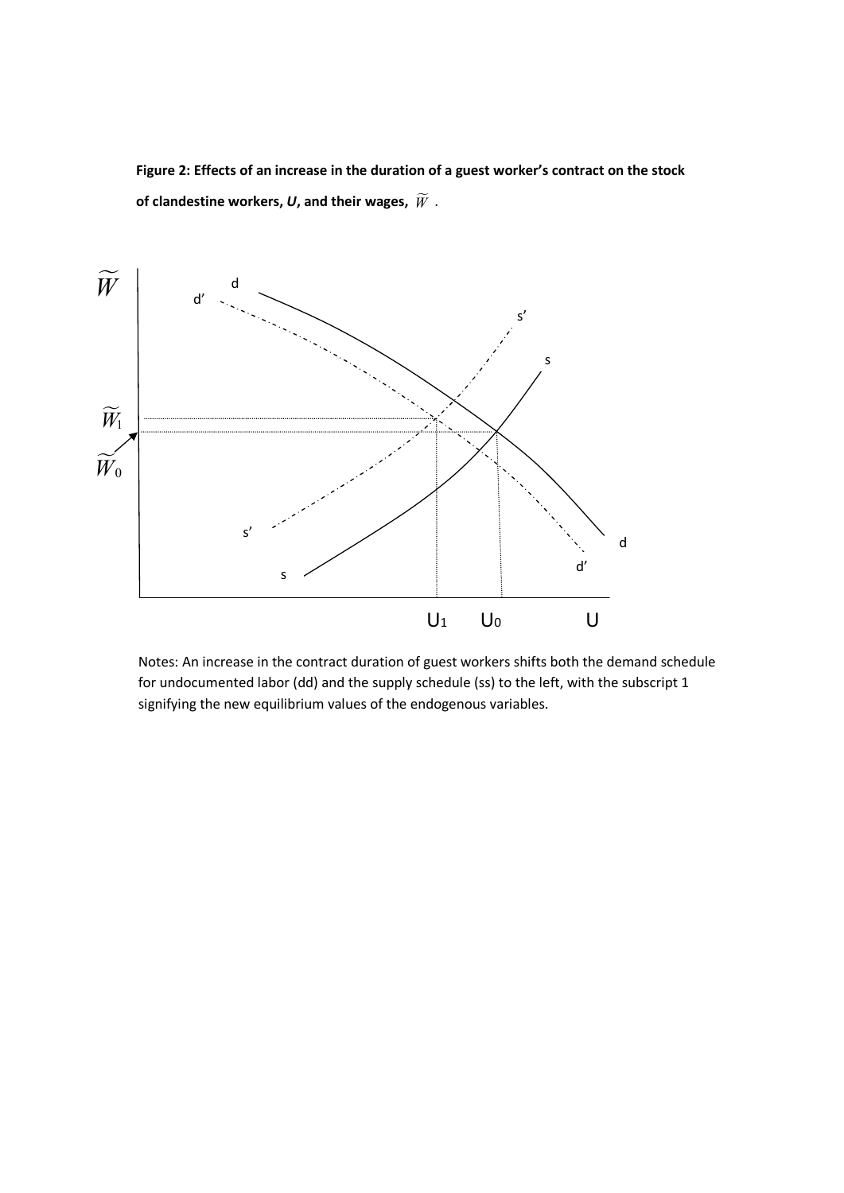**Figure 2: Effects of an increase in the duration of a guest worker's contract on the stock of clandestine workers, *U*, and their wages, $\widetilde{W}$ .**

$\widetilde{W}$

$\widetilde{W}_1$

$\widetilde{W}_0$

d

d'

s'

s

$U_1$ $U_0$ U

Notes: An increase in the contract duration of guest workers shifts both the demand schedule for undocumented labor (dd) and the supply schedule (ss) to the left, with the subscript 1 signifying the new equilibrium values of the endogenous variables.